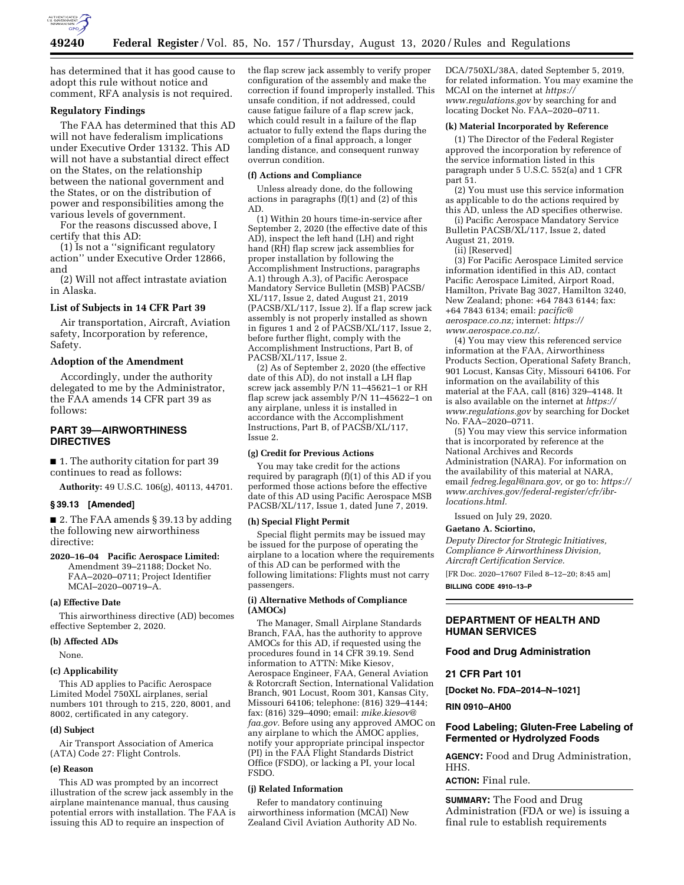has determined that it has good cause to adopt this rule without notice and comment, RFA analysis is not required.

**Regulatory Findings**

The FAA has determined that this AD will not have federalism implications under Executive Order 13132. This AD will not have a substantial direct effect on the States, on the relationship between the national government and the States, or on the distribution of power and responsibilities among the various levels of government.

For the reasons discussed above, I certify that this AD:

(1) Is not a ''significant regulatory action'' under Executive Order 12866, and

(2) Will not affect intrastate aviation in Alaska.

**List of Subjects in 14 CFR Part 39**

Air transportation, Aircraft, Aviation safety, Incorporation by reference, Safety.

**Adoption of the Amendment**

Accordingly, under the authority delegated to me by the Administrator, the FAA amends 14 CFR part 39 as follows:

## PART 39—AIRWORTHINESS DIRECTIVES

■ 1. The authority citation for part 39 continues to read as follows:

**Authority:** 49 U.S.C. 106(g), 40113, 44701.

**§ 39.13 [Amended]**

■ 2. The FAA amends § 39.13 by adding the following new airworthiness directive:

**2020–16–04 Pacific Aerospace Limited:** Amendment 39–21188; Docket No. FAA–2020–0711; Project Identifier MCAI–2020–00719–A.

**(a) Effective Date**

This airworthiness directive (AD) becomes effective September 2, 2020.

**(b) Affected ADs**

None.

**(c) Applicability**

This AD applies to Pacific Aerospace Limited Model 750XL airplanes, serial numbers 101 through to 215, 220, 8001, and 8002, certificated in any category.

**(d) Subject**

Air Transport Association of America (ATA) Code 27: Flight Controls.

**(e) Reason**

This AD was prompted by an incorrect illustration of the screw jack assembly in the airplane maintenance manual, thus causing potential errors with installation. The FAA is issuing this AD to require an inspection of the flap screw jack assembly to verify proper configuration of the assembly and make the correction if found improperly installed. This unsafe condition, if not addressed, could cause fatigue failure of a flap screw jack, which could result in a failure of the flap actuator to fully extend the flaps during the completion of a final approach, a longer landing distance, and consequent runway overrun condition.

**(f) Actions and Compliance**

Unless already done, do the following actions in paragraphs (f)(1) and (2) of this AD.

(1) Within 20 hours time-in-service after September 2, 2020 (the effective date of this AD), inspect the left hand (LH) and right hand (RH) flap screw jack assemblies for proper installation by following the Accomplishment Instructions, paragraphs A.1) through A.3), of Pacific Aerospace Mandatory Service Bulletin (MSB) PACSB/XL/117, Issue 2, dated August 21, 2019 (PACSB/XL/117, Issue 2). If a flap screw jack assembly is not properly installed as shown in figures 1 and 2 of PACSB/XL/117, Issue 2, before further flight, comply with the Accomplishment Instructions, Part B, of PACSB/XL/117, Issue 2.

(2) As of September 2, 2020 (the effective date of this AD), do not install a LH flap screw jack assembly P/N 11–45621–1 or RH flap screw jack assembly P/N 11–45622–1 on any airplane, unless it is installed in accordance with the Accomplishment Instructions, Part B, of PACSB/XL/117, Issue 2.

**(g) Credit for Previous Actions**

You may take credit for the actions required by paragraph (f)(1) of this AD if you performed those actions before the effective date of this AD using Pacific Aerospace MSB PACSB/XL/117, Issue 1, dated June 7, 2019.

**(h) Special Flight Permit**

Special flight permits may be issued may be issued for the purpose of operating the airplane to a location where the requirements of this AD can be performed with the following limitations: Flights must not carry passengers.

**(i) Alternative Methods of Compliance (AMOCs)**

The Manager, Small Airplane Standards Branch, FAA, has the authority to approve AMOCs for this AD, if requested using the procedures found in 14 CFR 39.19. Send information to ATTN: Mike Kiesov, Aerospace Engineer, FAA, General Aviation & Rotorcraft Section, International Validation Branch, 901 Locust, Room 301, Kansas City, Missouri 64106; telephone: (816) 329–4144; fax: (816) 329–4090; email: *mike.kiesov@faa.gov.* Before using any approved AMOC on any airplane to which the AMOC applies, notify your appropriate principal inspector (PI) in the FAA Flight Standards District Office (FSDO), or lacking a PI, your local FSDO.

**(j) Related Information**

Refer to mandatory continuing airworthiness information (MCAI) New Zealand Civil Aviation Authority AD No. DCA/750XL/38A, dated September 5, 2019, for related information. You may examine the MCAI on the internet at *https://www.regulations.gov* by searching for and locating Docket No. FAA–2020–0711.

**(k) Material Incorporated by Reference**

(1) The Director of the Federal Register approved the incorporation by reference of the service information listed in this paragraph under 5 U.S.C. 552(a) and 1 CFR part 51.

(2) You must use this service information as applicable to do the actions required by this AD, unless the AD specifies otherwise.

(i) Pacific Aerospace Mandatory Service Bulletin PACSB/XL/117, Issue 2, dated August 21, 2019.

(ii) [Reserved]

(3) For Pacific Aerospace Limited service information identified in this AD, contact Pacific Aerospace Limited, Airport Road, Hamilton, Private Bag 3027, Hamilton 3240, New Zealand; phone: +64 7843 6144; fax: +64 7843 6134; email: *pacific@aerospace.co.nz;* internet: *https://www.aerospace.co.nz/.*

(4) You may view this referenced service information at the FAA, Airworthiness Products Section, Operational Safety Branch, 901 Locust, Kansas City, Missouri 64106. For information on the availability of this material at the FAA, call (816) 329–4148. It is also available on the internet at *https://www.regulations.gov* by searching for Docket No. FAA–2020–0711.

(5) You may view this service information that is incorporated by reference at the National Archives and Records Administration (NARA). For information on the availability of this material at NARA, email *fedreg.legal@nara.gov,* or go to: *https://www.archives.gov/federal-register/cfr/ibr-locations.html.*

Issued on July 29, 2020.

**Gaetano A. Sciortino,**

*Deputy Director for Strategic Initiatives, Compliance & Airworthiness Division, Aircraft Certification Service.*

[FR Doc. 2020–17607 Filed 8–12–20; 8:45 am]

**BILLING CODE 4910–13–P**

## DEPARTMENT OF HEALTH AND HUMAN SERVICES

### Food and Drug Administration

### 21 CFR Part 101

**[Docket No. FDA–2014–N–1021]**

**RIN 0910–AH00**

### Food Labeling; Gluten-Free Labeling of Fermented or Hydrolyzed Foods

**AGENCY:** Food and Drug Administration, HHS.

**ACTION:** Final rule.

**SUMMARY:** The Food and Drug Administration (FDA or we) is issuing a final rule to establish requirements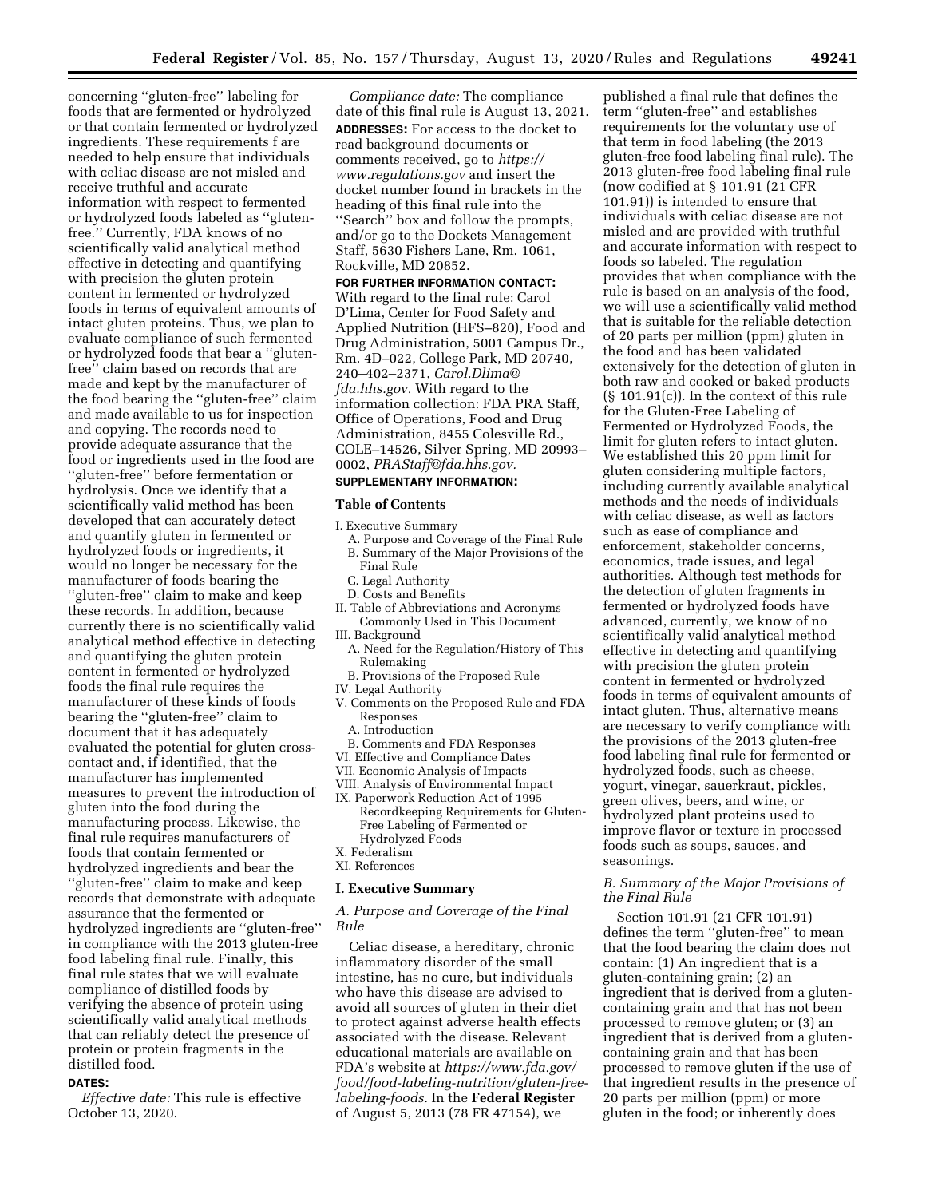concerning "gluten-free" labeling for foods that are fermented or hydrolyzed or that contain fermented or hydrolyzed ingredients. These requirements f are needed to help ensure that individuals with celiac disease are not misled and receive truthful and accurate information with respect to fermented or hydrolyzed foods labeled as "gluten-free." Currently, FDA knows of no scientifically valid analytical method effective in detecting and quantifying with precision the gluten protein content in fermented or hydrolyzed foods in terms of equivalent amounts of intact gluten proteins. Thus, we plan to evaluate compliance of such fermented or hydrolyzed foods that bear a "gluten-free" claim based on records that are made and kept by the manufacturer of the food bearing the "gluten-free" claim and made available to us for inspection and copying. The records need to provide adequate assurance that the food or ingredients used in the food are "gluten-free" before fermentation or hydrolysis. Once we identify that a scientifically valid method has been developed that can accurately detect and quantify gluten in fermented or hydrolyzed foods or ingredients, it would no longer be necessary for the manufacturer of foods bearing the "gluten-free" claim to make and keep these records. In addition, because currently there is no scientifically valid analytical method effective in detecting and quantifying the gluten protein content in fermented or hydrolyzed foods the final rule requires the manufacturer of these kinds of foods bearing the "gluten-free" claim to document that it has adequately evaluated the potential for gluten cross-contact and, if identified, that the manufacturer has implemented measures to prevent the introduction of gluten into the food during the manufacturing process. Likewise, the final rule requires manufacturers of foods that contain fermented or hydrolyzed ingredients and bear the "gluten-free" claim to make and keep records that demonstrate with adequate assurance that the fermented or hydrolyzed ingredients are "gluten-free" in compliance with the 2013 gluten-free food labeling final rule. Finally, this final rule states that we will evaluate compliance of distilled foods by verifying the absence of protein using scientifically valid analytical methods that can reliably detect the presence of protein or protein fragments in the distilled food.

**DATES:**

*Effective date:* This rule is effective October 13, 2020.

*Compliance date:* The compliance date of this final rule is August 13, 2021.

**ADDRESSES:** For access to the docket to read background documents or comments received, go to *https://www.regulations.gov* and insert the docket number found in brackets in the heading of this final rule into the "Search" box and follow the prompts, and/or go to the Dockets Management Staff, 5630 Fishers Lane, Rm. 1061, Rockville, MD 20852.

**FOR FURTHER INFORMATION CONTACT:** With regard to the final rule: Carol D'Lima, Center for Food Safety and Applied Nutrition (HFS–820), Food and Drug Administration, 5001 Campus Dr., Rm. 4D–022, College Park, MD 20740, 240–402–2371, *Carol.Dlima@fda.hhs.gov*. With regard to the information collection: FDA PRA Staff, Office of Operations, Food and Drug Administration, 8455 Colesville Rd., COLE–14526, Silver Spring, MD 20993–0002, *PRAStaff@fda.hhs.gov*.

**SUPPLEMENTARY INFORMATION:**

**Table of Contents**

- I. Executive Summary
  - A. Purpose and Coverage of the Final Rule
  - B. Summary of the Major Provisions of the Final Rule
  - C. Legal Authority
  - D. Costs and Benefits
- II. Table of Abbreviations and Acronyms Commonly Used in This Document
- III. Background
  - A. Need for the Regulation/History of This Rulemaking
  - B. Provisions of the Proposed Rule
- IV. Legal Authority
- V. Comments on the Proposed Rule and FDA Responses
  - A. Introduction
  - B. Comments and FDA Responses
- VI. Effective and Compliance Dates
- VII. Economic Analysis of Impacts
- VIII. Analysis of Environmental Impact
- IX. Paperwork Reduction Act of 1995 Recordkeeping Requirements for Gluten-Free Labeling of Fermented or Hydrolyzed Foods
- X. Federalism
- XI. References

## I. Executive Summary

### *A. Purpose and Coverage of the Final Rule*

Celiac disease, a hereditary, chronic inflammatory disorder of the small intestine, has no cure, but individuals who have this disease are advised to avoid all sources of gluten in their diet to protect against adverse health effects associated with the disease. Relevant educational materials are available on FDA's website at *https://www.fda.gov/food/food-labeling-nutrition/gluten-free-labeling-foods.* In the **Federal Register** of August 5, 2013 (78 FR 47154), we published a final rule that defines the term "gluten-free" and establishes requirements for the voluntary use of that term in food labeling (the 2013 gluten-free food labeling final rule). The 2013 gluten-free food labeling final rule (now codified at § 101.91 (21 CFR 101.91)) is intended to ensure that individuals with celiac disease are not misled and are provided with truthful and accurate information with respect to foods so labeled. The regulation provides that when compliance with the rule is based on an analysis of the food, we will use a scientifically valid method that is suitable for the reliable detection of 20 parts per million (ppm) gluten in the food and has been validated extensively for the detection of gluten in both raw and cooked or baked products (§ 101.91(c)). In the context of this rule for the Gluten-Free Labeling of Fermented or Hydrolyzed Foods, the limit for gluten refers to intact gluten. We established this 20 ppm limit for gluten considering multiple factors, including currently available analytical methods and the needs of individuals with celiac disease, as well as factors such as ease of compliance and enforcement, stakeholder concerns, economics, trade issues, and legal authorities. Although test methods for the detection of gluten fragments in fermented or hydrolyzed foods have advanced, currently, we know of no scientifically valid analytical method effective in detecting and quantifying with precision the gluten protein content in fermented or hydrolyzed foods in terms of equivalent amounts of intact gluten. Thus, alternative means are necessary to verify compliance with the provisions of the 2013 gluten-free food labeling final rule for fermented or hydrolyzed foods, such as cheese, yogurt, vinegar, sauerkraut, pickles, green olives, beers, and wine, or hydrolyzed plant proteins used to improve flavor or texture in processed foods such as soups, sauces, and seasonings.

### *B. Summary of the Major Provisions of the Final Rule*

Section 101.91 (21 CFR 101.91) defines the term "gluten-free" to mean that the food bearing the claim does not contain: (1) An ingredient that is a gluten-containing grain; (2) an ingredient that is derived from a gluten-containing grain and that has not been processed to remove gluten; or (3) an ingredient that is derived from a gluten-containing grain and that has been processed to remove gluten if the use of that ingredient results in the presence of 20 parts per million (ppm) or more gluten in the food; or inherently does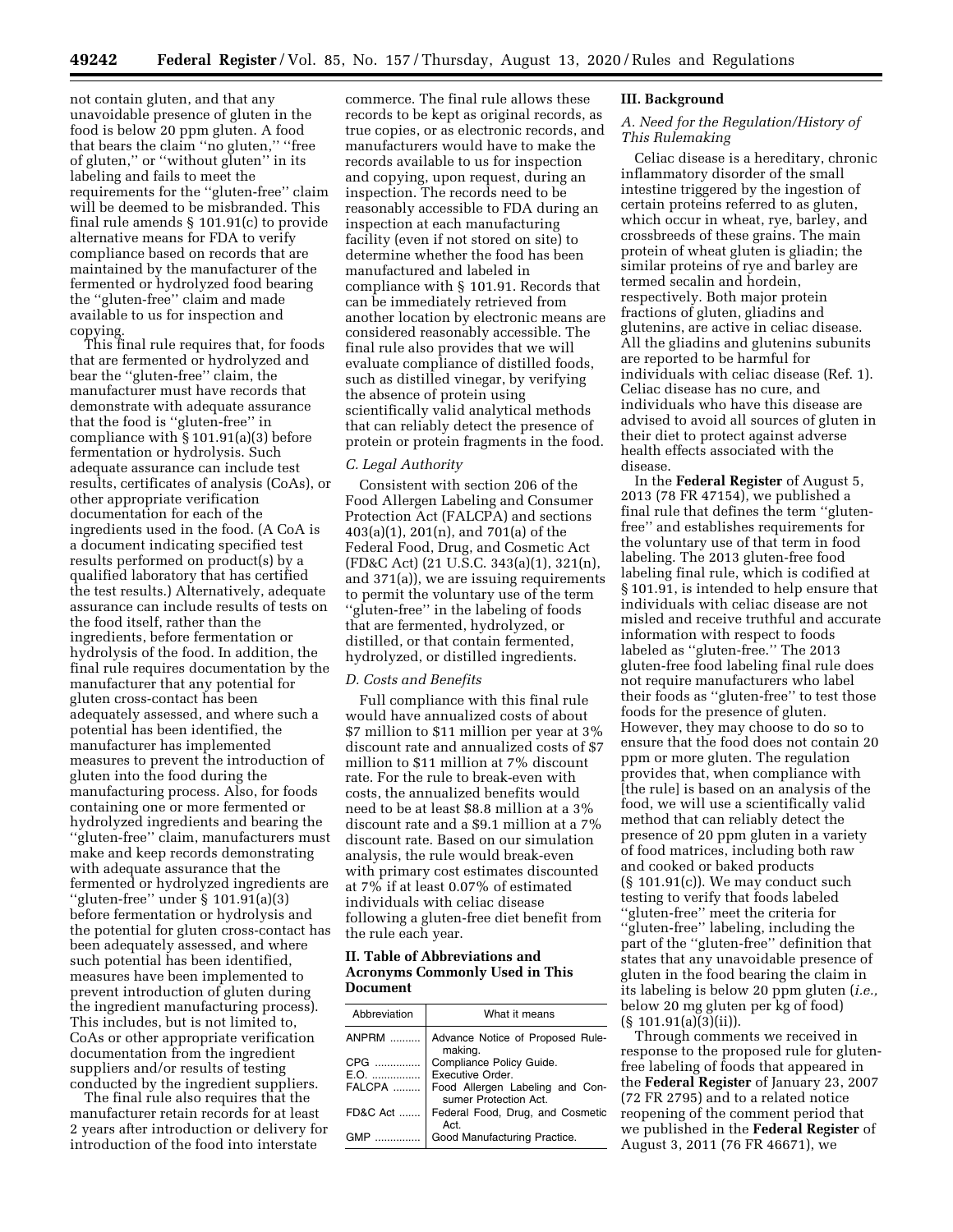not contain gluten, and that any unavoidable presence of gluten in the food is below 20 ppm gluten. A food that bears the claim ''no gluten,'' ''free of gluten,'' or ''without gluten'' in its labeling and fails to meet the requirements for the ''gluten-free'' claim will be deemed to be misbranded. This final rule amends § 101.91(c) to provide alternative means for FDA to verify compliance based on records that are maintained by the manufacturer of the fermented or hydrolyzed food bearing the ''gluten-free'' claim and made available to us for inspection and copying.

This final rule requires that, for foods that are fermented or hydrolyzed and bear the ''gluten-free'' claim, the manufacturer must have records that demonstrate with adequate assurance that the food is ''gluten-free'' in compliance with § 101.91(a)(3) before fermentation or hydrolysis. Such adequate assurance can include test results, certificates of analysis (CoAs), or other appropriate verification documentation for each of the ingredients used in the food. (A CoA is a document indicating specified test results performed on product(s) by a qualified laboratory that has certified the test results.) Alternatively, adequate assurance can include results of tests on the food itself, rather than the ingredients, before fermentation or hydrolysis of the food. In addition, the final rule requires documentation by the manufacturer that any potential for gluten cross-contact has been adequately assessed, and where such a potential has been identified, the manufacturer has implemented measures to prevent the introduction of gluten into the food during the manufacturing process. Also, for foods containing one or more fermented or hydrolyzed ingredients and bearing the ''gluten-free'' claim, manufacturers must make and keep records demonstrating with adequate assurance that the fermented or hydrolyzed ingredients are ''gluten-free'' under § 101.91(a)(3) before fermentation or hydrolysis and the potential for gluten cross-contact has been adequately assessed, and where such potential has been identified, measures have been implemented to prevent introduction of gluten during the ingredient manufacturing process). This includes, but is not limited to, CoAs or other appropriate verification documentation from the ingredient suppliers and/or results of testing conducted by the ingredient suppliers.

The final rule also requires that the manufacturer retain records for at least 2 years after introduction or delivery for introduction of the food into interstate commerce. The final rule allows these records to be kept as original records, as true copies, or as electronic records, and manufacturers would have to make the records available to us for inspection and copying, upon request, during an inspection. The records need to be reasonably accessible to FDA during an inspection at each manufacturing facility (even if not stored on site) to determine whether the food has been manufactured and labeled in compliance with § 101.91. Records that can be immediately retrieved from another location by electronic means are considered reasonably accessible. The final rule also provides that we will evaluate compliance of distilled foods, such as distilled vinegar, by verifying the absence of protein using scientifically valid analytical methods that can reliably detect the presence of protein or protein fragments in the food.

### C. Legal Authority

Consistent with section 206 of the Food Allergen Labeling and Consumer Protection Act (FALCPA) and sections 403(a)(1), 201(n), and 701(a) of the Federal Food, Drug, and Cosmetic Act (FD&C Act) (21 U.S.C. 343(a)(1), 321(n), and 371(a)), we are issuing requirements to permit the voluntary use of the term ''gluten-free'' in the labeling of foods that are fermented, hydrolyzed, or distilled, or that contain fermented, hydrolyzed, or distilled ingredients.

### D. Costs and Benefits

Full compliance with this final rule would have annualized costs of about $7 million to $11 million per year at 3% discount rate and annualized costs of $7 million to $11 million at 7% discount rate. For the rule to break-even with costs, the annualized benefits would need to be at least $8.8 million at a 3% discount rate and a $9.1 million at a 7% discount rate. Based on our simulation analysis, the rule would break-even with primary cost estimates discounted at 7% if at least 0.07% of estimated individuals with celiac disease following a gluten-free diet benefit from the rule each year.

## II. Table of Abbreviations and Acronyms Commonly Used in This Document

| Abbreviation | What it means |
|---|---|
| ANPRM | Advance Notice of Proposed Rulemaking. |
| CPG | Compliance Policy Guide. |
| E.O. | Executive Order. |
| FALCPA | Food Allergen Labeling and Consumer Protection Act. |
| FD&C Act | Federal Food, Drug, and Cosmetic Act. |
| GMP | Good Manufacturing Practice. |

## III. Background

### A. Need for the Regulation/History of This Rulemaking

Celiac disease is a hereditary, chronic inflammatory disorder of the small intestine triggered by the ingestion of certain proteins referred to as gluten, which occur in wheat, rye, barley, and crossbreeds of these grains. The main protein of wheat gluten is gliadin; the similar proteins of rye and barley are termed secalin and hordein, respectively. Both major protein fractions of gluten, gliadins and glutenins, are active in celiac disease. All the gliadins and glutenins subunits are reported to be harmful for individuals with celiac disease (Ref. 1). Celiac disease has no cure, and individuals who have this disease are advised to avoid all sources of gluten in their diet to protect against adverse health effects associated with the disease.

In the **Federal Register** of August 5, 2013 (78 FR 47154), we published a final rule that defines the term ''gluten-free'' and establishes requirements for the voluntary use of that term in food labeling. The 2013 gluten-free food labeling final rule, which is codified at § 101.91, is intended to help ensure that individuals with celiac disease are not misled and receive truthful and accurate information with respect to foods labeled as ''gluten-free.'' The 2013 gluten-free food labeling final rule does not require manufacturers who label their foods as ''gluten-free'' to test those foods for the presence of gluten. However, they may choose to do so to ensure that the food does not contain 20 ppm or more gluten. The regulation provides that, when compliance with [the rule] is based on an analysis of the food, we will use a scientifically valid method that can reliably detect the presence of 20 ppm gluten in a variety of food matrices, including both raw and cooked or baked products (§ 101.91(c)). We may conduct such testing to verify that foods labeled ''gluten-free'' meet the criteria for ''gluten-free'' labeling, including the part of the ''gluten-free'' definition that states that any unavoidable presence of gluten in the food bearing the claim in its labeling is below 20 ppm gluten (*i.e.,* below 20 mg gluten per kg of food) (§ 101.91(a)(3)(ii)).

Through comments we received in response to the proposed rule for gluten-free labeling of foods that appeared in the **Federal Register** of January 23, 2007 (72 FR 2795) and to a related notice reopening of the comment period that we published in the **Federal Register** of August 3, 2011 (76 FR 46671), we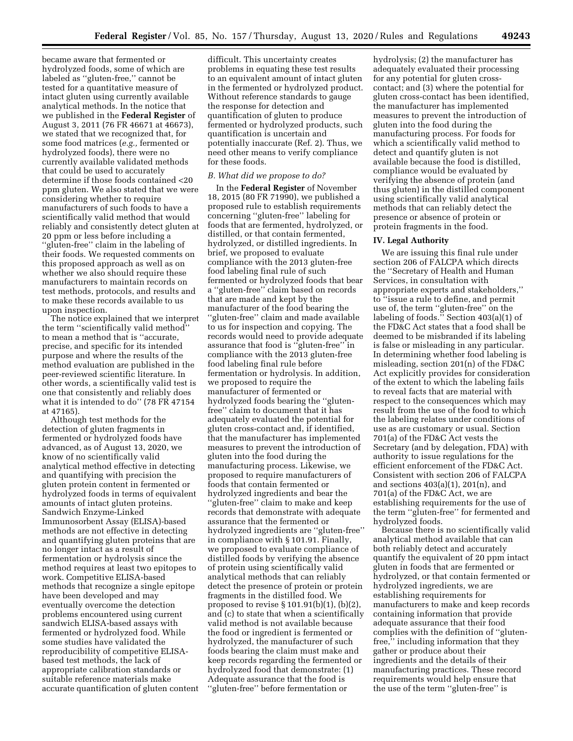became aware that fermented or hydrolyzed foods, some of which are labeled as ''gluten-free,'' cannot be tested for a quantitative measure of intact gluten using currently available analytical methods. In the notice that we published in the **Federal Register** of August 3, 2011 (76 FR 46671 at 46673), we stated that we recognized that, for some food matrices (*e.g.,* fermented or hydrolyzed foods), there were no currently available validated methods that could be used to accurately determine if those foods contained <20 ppm gluten. We also stated that we were considering whether to require manufacturers of such foods to have a scientifically valid method that would reliably and consistently detect gluten at 20 ppm or less before including a ''gluten-free'' claim in the labeling of their foods. We requested comments on this proposed approach as well as on whether we also should require these manufacturers to maintain records on test methods, protocols, and results and to make these records available to us upon inspection.

The notice explained that we interpret the term ''scientifically valid method'' to mean a method that is ''accurate, precise, and specific for its intended purpose and where the results of the method evaluation are published in the peer-reviewed scientific literature. In other words, a scientifically valid test is one that consistently and reliably does what it is intended to do'' (78 FR 47154 at 47165).

Although test methods for the detection of gluten fragments in fermented or hydrolyzed foods have advanced, as of August 13, 2020, we know of no scientifically valid analytical method effective in detecting and quantifying with precision the gluten protein content in fermented or hydrolyzed foods in terms of equivalent amounts of intact gluten proteins. Sandwich Enzyme-Linked Immunosorbent Assay (ELISA)-based methods are not effective in detecting and quantifying gluten proteins that are no longer intact as a result of fermentation or hydrolysis since the method requires at least two epitopes to work. Competitive ELISA-based methods that recognize a single epitope have been developed and may eventually overcome the detection problems encountered using current sandwich ELISA-based assays with fermented or hydrolyzed food. While some studies have validated the reproducibility of competitive ELISA-based test methods, the lack of appropriate calibration standards or suitable reference materials make accurate quantification of gluten content difficult. This uncertainty creates problems in equating these test results to an equivalent amount of intact gluten in the fermented or hydrolyzed product. Without reference standards to gauge the response for detection and quantification of gluten to produce fermented or hydrolyzed products, such quantification is uncertain and potentially inaccurate (Ref. 2). Thus, we need other means to verify compliance for these foods.

### *B. What did we propose to do?*

In the **Federal Register** of November 18, 2015 (80 FR 71990), we published a proposed rule to establish requirements concerning ''gluten-free'' labeling for foods that are fermented, hydrolyzed, or distilled, or that contain fermented, hydrolyzed, or distilled ingredients. In brief, we proposed to evaluate compliance with the 2013 gluten-free food labeling final rule of such fermented or hydrolyzed foods that bear a ''gluten-free'' claim based on records that are made and kept by the manufacturer of the food bearing the ''gluten-free'' claim and made available to us for inspection and copying. The records would need to provide adequate assurance that food is ''gluten-free'' in compliance with the 2013 gluten-free food labeling final rule before fermentation or hydrolysis. In addition, we proposed to require the manufacturer of fermented or hydrolyzed foods bearing the ''gluten-free'' claim to document that it has adequately evaluated the potential for gluten cross-contact and, if identified, that the manufacturer has implemented measures to prevent the introduction of gluten into the food during the manufacturing process. Likewise, we proposed to require manufacturers of foods that contain fermented or hydrolyzed ingredients and bear the ''gluten-free'' claim to make and keep records that demonstrate with adequate assurance that the fermented or hydrolyzed ingredients are ''gluten-free'' in compliance with § 101.91. Finally, we proposed to evaluate compliance of distilled foods by verifying the absence of protein using scientifically valid analytical methods that can reliably detect the presence of protein or protein fragments in the distilled food. We proposed to revise § 101.91(b)(1), (b)(2), and (c) to state that when a scientifically valid method is not available because the food or ingredient is fermented or hydrolyzed, the manufacturer of such foods bearing the claim must make and keep records regarding the fermented or hydrolyzed food that demonstrate: (1) Adequate assurance that the food is ''gluten-free'' before fermentation or hydrolysis; (2) the manufacturer has adequately evaluated their processing for any potential for gluten cross-contact; and (3) where the potential for gluten cross-contact has been identified, the manufacturer has implemented measures to prevent the introduction of gluten into the food during the manufacturing process. For foods for which a scientifically valid method to detect and quantify gluten is not available because the food is distilled, compliance would be evaluated by verifying the absence of protein (and thus gluten) in the distilled component using scientifically valid analytical methods that can reliably detect the presence or absence of protein or protein fragments in the food.

## IV. Legal Authority

We are issuing this final rule under section 206 of FALCPA which directs the ''Secretary of Health and Human Services, in consultation with appropriate experts and stakeholders,'' to ''issue a rule to define, and permit use of, the term ''gluten-free'' on the labeling of foods.'' Section 403(a)(1) of the FD&C Act states that a food shall be deemed to be misbranded if its labeling is false or misleading in any particular. In determining whether food labeling is misleading, section 201(n) of the FD&C Act explicitly provides for consideration of the extent to which the labeling fails to reveal facts that are material with respect to the consequences which may result from the use of the food to which the labeling relates under conditions of use as are customary or usual. Section 701(a) of the FD&C Act vests the Secretary (and by delegation, FDA) with authority to issue regulations for the efficient enforcement of the FD&C Act. Consistent with section 206 of FALCPA and sections 403(a)(1), 201(n), and 701(a) of the FD&C Act, we are establishing requirements for the use of the term ''gluten-free'' for fermented and hydrolyzed foods.

Because there is no scientifically valid analytical method available that can both reliably detect and accurately quantify the equivalent of 20 ppm intact gluten in foods that are fermented or hydrolyzed, or that contain fermented or hydrolyzed ingredients, we are establishing requirements for manufacturers to make and keep records containing information that provide adequate assurance that their food complies with the definition of ''gluten-free,'' including information that they gather or produce about their ingredients and the details of their manufacturing practices. These record requirements would help ensure that the use of the term ''gluten-free'' is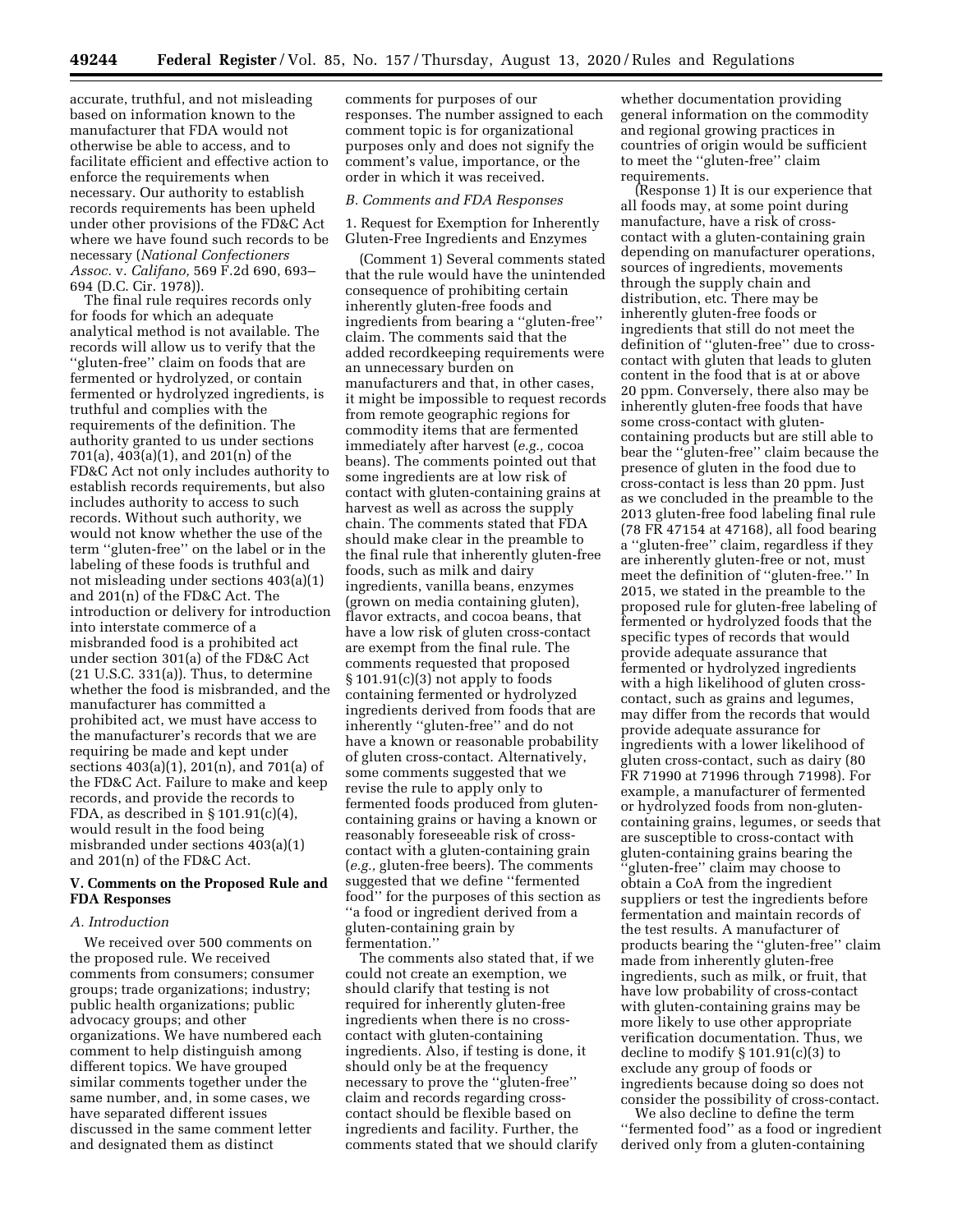accurate, truthful, and not misleading based on information known to the manufacturer that FDA would not otherwise be able to access, and to facilitate efficient and effective action to enforce the requirements when necessary. Our authority to establish records requirements has been upheld under other provisions of the FD&C Act where we have found such records to be necessary (*National Confectioners Assoc.* v. *Califano,* 569 F.2d 690, 693–694 (D.C. Cir. 1978)).

The final rule requires records only for foods for which an adequate analytical method is not available. The records will allow us to verify that the ''gluten-free'' claim on foods that are fermented or hydrolyzed, or contain fermented or hydrolyzed ingredients, is truthful and complies with the requirements of the definition. The authority granted to us under sections 701(a), 403(a)(1), and 201(n) of the FD&C Act not only includes authority to establish records requirements, but also includes authority to access to such records. Without such authority, we would not know whether the use of the term ''gluten-free'' on the label or in the labeling of these foods is truthful and not misleading under sections 403(a)(1) and 201(n) of the FD&C Act. The introduction or delivery for introduction into interstate commerce of a misbranded food is a prohibited act under section 301(a) of the FD&C Act (21 U.S.C. 331(a)). Thus, to determine whether the food is misbranded, and the manufacturer has committed a prohibited act, we must have access to the manufacturer's records that we are requiring be made and kept under sections 403(a)(1), 201(n), and 701(a) of the FD&C Act. Failure to make and keep records, and provide the records to FDA, as described in § 101.91(c)(4), would result in the food being misbranded under sections 403(a)(1) and 201(n) of the FD&C Act.

## V. Comments on the Proposed Rule and FDA Responses

### *A. Introduction*

We received over 500 comments on the proposed rule. We received comments from consumers; consumer groups; trade organizations; industry; public health organizations; public advocacy groups; and other organizations. We have numbered each comment to help distinguish among different topics. We have grouped similar comments together under the same number, and, in some cases, we have separated different issues discussed in the same comment letter and designated them as distinct comments for purposes of our responses. The number assigned to each comment topic is for organizational purposes only and does not signify the comment's value, importance, or the order in which it was received.

### *B. Comments and FDA Responses*

1. Request for Exemption for Inherently Gluten-Free Ingredients and Enzymes

(Comment 1) Several comments stated that the rule would have the unintended consequence of prohibiting certain inherently gluten-free foods and ingredients from bearing a ''gluten-free'' claim. The comments said that the added recordkeeping requirements were an unnecessary burden on manufacturers and that, in other cases, it might be impossible to request records from remote geographic regions for commodity items that are fermented immediately after harvest (*e.g.,* cocoa beans). The comments pointed out that some ingredients are at low risk of contact with gluten-containing grains at harvest as well as across the supply chain. The comments stated that FDA should make clear in the preamble to the final rule that inherently gluten-free foods, such as milk and dairy ingredients, vanilla beans, enzymes (grown on media containing gluten), flavor extracts, and cocoa beans, that have a low risk of gluten cross-contact are exempt from the final rule. The comments requested that proposed § 101.91(c)(3) not apply to foods containing fermented or hydrolyzed ingredients derived from foods that are inherently ''gluten-free'' and do not have a known or reasonable probability of gluten cross-contact. Alternatively, some comments suggested that we revise the rule to apply only to fermented foods produced from gluten-containing grains or having a known or reasonably foreseeable risk of cross-contact with a gluten-containing grain (*e.g.,* gluten-free beers). The comments suggested that we define ''fermented food'' for the purposes of this section as ''a food or ingredient derived from a gluten-containing grain by fermentation.''

The comments also stated that, if we could not create an exemption, we should clarify that testing is not required for inherently gluten-free ingredients when there is no cross-contact with gluten-containing ingredients. Also, if testing is done, it should only be at the frequency necessary to prove the ''gluten-free'' claim and records regarding cross-contact should be flexible based on ingredients and facility. Further, the comments stated that we should clarify whether documentation providing general information on the commodity and regional growing practices in countries of origin would be sufficient to meet the ''gluten-free'' claim requirements.

(Response 1) It is our experience that all foods may, at some point during manufacture, have a risk of cross-contact with a gluten-containing grain depending on manufacturer operations, sources of ingredients, movements through the supply chain and distribution, etc. There may be inherently gluten-free foods or ingredients that still do not meet the definition of ''gluten-free'' due to cross-contact with gluten that leads to gluten content in the food that is at or above 20 ppm. Conversely, there also may be inherently gluten-free foods that have some cross-contact with gluten-containing products but are still able to bear the ''gluten-free'' claim because the presence of gluten in the food due to cross-contact is less than 20 ppm. Just as we concluded in the preamble to the 2013 gluten-free food labeling final rule (78 FR 47154 at 47168), all food bearing a ''gluten-free'' claim, regardless if they are inherently gluten-free or not, must meet the definition of ''gluten-free.'' In 2015, we stated in the preamble to the proposed rule for gluten-free labeling of fermented or hydrolyzed foods that the specific types of records that would provide adequate assurance that fermented or hydrolyzed ingredients with a high likelihood of gluten cross-contact, such as grains and legumes, may differ from the records that would provide adequate assurance for ingredients with a lower likelihood of gluten cross-contact, such as dairy (80 FR 71990 at 71996 through 71998). For example, a manufacturer of fermented or hydrolyzed foods from non-gluten-containing grains, legumes, or seeds that are susceptible to cross-contact with gluten-containing grains bearing the ''gluten-free'' claim may choose to obtain a CoA from the ingredient suppliers or test the ingredients before fermentation and maintain records of the test results. A manufacturer of products bearing the ''gluten-free'' claim made from inherently gluten-free ingredients, such as milk, or fruit, that have low probability of cross-contact with gluten-containing grains may be more likely to use other appropriate verification documentation. Thus, we decline to modify § 101.91(c)(3) to exclude any group of foods or ingredients because doing so does not consider the possibility of cross-contact.

We also decline to define the term ''fermented food'' as a food or ingredient derived only from a gluten-containing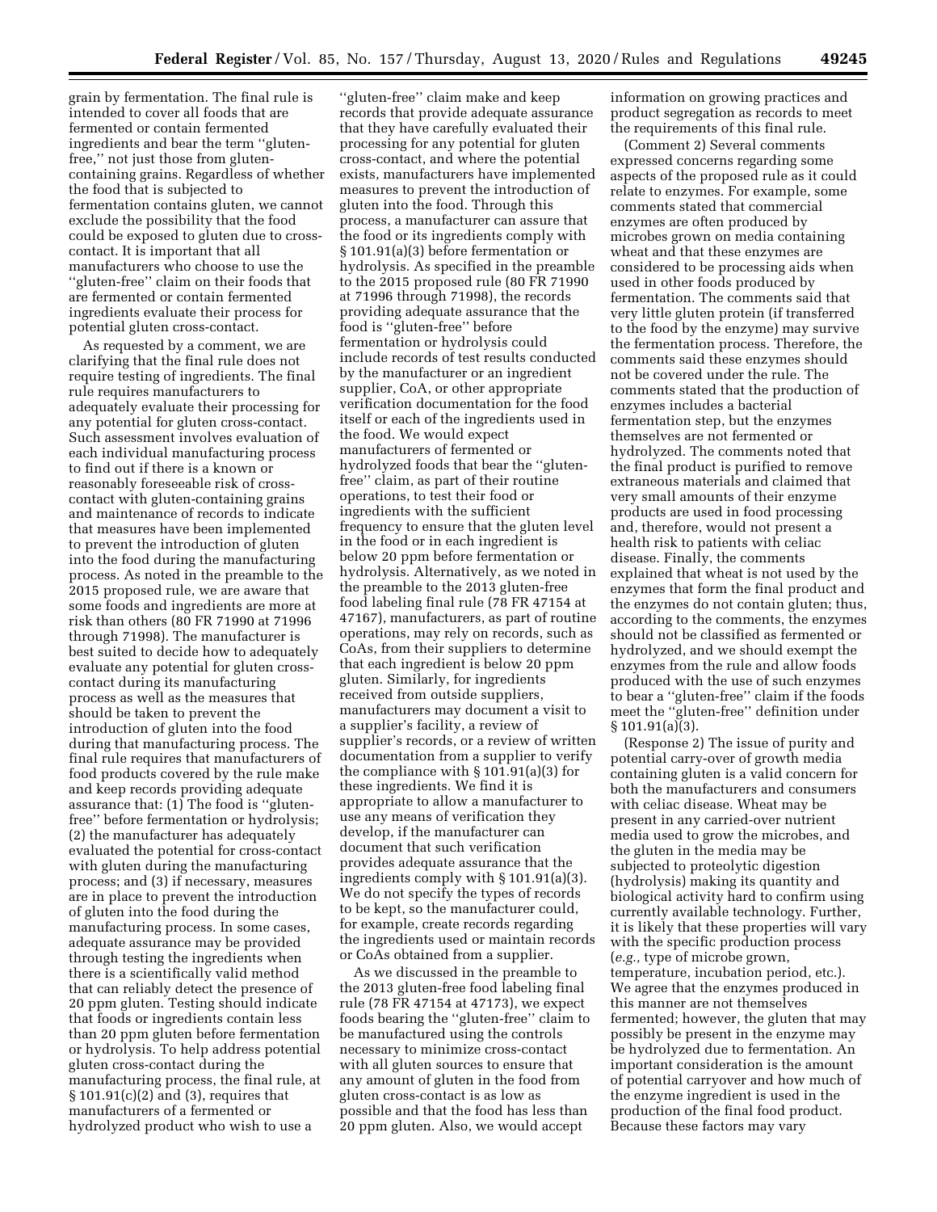grain by fermentation. The final rule is intended to cover all foods that are fermented or contain fermented ingredients and bear the term ''gluten-free,'' not just those from gluten-containing grains. Regardless of whether the food that is subjected to fermentation contains gluten, we cannot exclude the possibility that the food could be exposed to gluten due to cross-contact. It is important that all manufacturers who choose to use the ''gluten-free'' claim on their foods that are fermented or contain fermented ingredients evaluate their process for potential gluten cross-contact.

As requested by a comment, we are clarifying that the final rule does not require testing of ingredients. The final rule requires manufacturers to adequately evaluate their processing for any potential for gluten cross-contact. Such assessment involves evaluation of each individual manufacturing process to find out if there is a known or reasonably foreseeable risk of cross-contact with gluten-containing grains and maintenance of records to indicate that measures have been implemented to prevent the introduction of gluten into the food during the manufacturing process. As noted in the preamble to the 2015 proposed rule, we are aware that some foods and ingredients are more at risk than others (80 FR 71990 at 71996 through 71998). The manufacturer is best suited to decide how to adequately evaluate any potential for gluten cross-contact during its manufacturing process as well as the measures that should be taken to prevent the introduction of gluten into the food during that manufacturing process. The final rule requires that manufacturers of food products covered by the rule make and keep records providing adequate assurance that: (1) The food is ''gluten-free'' before fermentation or hydrolysis; (2) the manufacturer has adequately evaluated the potential for cross-contact with gluten during the manufacturing process; and (3) if necessary, measures are in place to prevent the introduction of gluten into the food during the manufacturing process. In some cases, adequate assurance may be provided through testing the ingredients when there is a scientifically valid method that can reliably detect the presence of 20 ppm gluten. Testing should indicate that foods or ingredients contain less than 20 ppm gluten before fermentation or hydrolysis. To help address potential gluten cross-contact during the manufacturing process, the final rule, at § 101.91(c)(2) and (3), requires that manufacturers of a fermented or hydrolyzed product who wish to use a ''gluten-free'' claim make and keep records that provide adequate assurance that they have carefully evaluated their processing for any potential for gluten cross-contact, and where the potential exists, manufacturers have implemented measures to prevent the introduction of gluten into the food. Through this process, a manufacturer can assure that the food or its ingredients comply with § 101.91(a)(3) before fermentation or hydrolysis. As specified in the preamble to the 2015 proposed rule (80 FR 71990 at 71996 through 71998), the records providing adequate assurance that the food is ''gluten-free'' before fermentation or hydrolysis could include records of test results conducted by the manufacturer or an ingredient supplier, CoA, or other appropriate verification documentation for the food itself or each of the ingredients used in the food. We would expect manufacturers of fermented or hydrolyzed foods that bear the ''gluten-free'' claim, as part of their routine operations, to test their food or ingredients with the sufficient frequency to ensure that the gluten level in the food or in each ingredient is below 20 ppm before fermentation or hydrolysis. Alternatively, as we noted in the preamble to the 2013 gluten-free food labeling final rule (78 FR 47154 at 47167), manufacturers, as part of routine operations, may rely on records, such as CoAs, from their suppliers to determine that each ingredient is below 20 ppm gluten. Similarly, for ingredients received from outside suppliers, manufacturers may document a visit to a supplier's facility, a review of supplier's records, or a review of written documentation from a supplier to verify the compliance with § 101.91(a)(3) for these ingredients. We find it is appropriate to allow a manufacturer to use any means of verification they develop, if the manufacturer can document that such verification provides adequate assurance that the ingredients comply with § 101.91(a)(3). We do not specify the types of records to be kept, so the manufacturer could, for example, create records regarding the ingredients used or maintain records or CoAs obtained from a supplier.

As we discussed in the preamble to the 2013 gluten-free food labeling final rule (78 FR 47154 at 47173), we expect foods bearing the ''gluten-free'' claim to be manufactured using the controls necessary to minimize cross-contact with all gluten sources to ensure that any amount of gluten in the food from gluten cross-contact is as low as possible and that the food has less than 20 ppm gluten. Also, we would accept information on growing practices and product segregation as records to meet the requirements of this final rule.

(Comment 2) Several comments expressed concerns regarding some aspects of the proposed rule as it could relate to enzymes. For example, some comments stated that commercial enzymes are often produced by microbes grown on media containing wheat and that these enzymes are considered to be processing aids when used in other foods produced by fermentation. The comments said that very little gluten protein (if transferred to the food by the enzyme) may survive the fermentation process. Therefore, the comments said these enzymes should not be covered under the rule. The comments stated that the production of enzymes includes a bacterial fermentation step, but the enzymes themselves are not fermented or hydrolyzed. The comments noted that the final product is purified to remove extraneous materials and claimed that very small amounts of their enzyme products are used in food processing and, therefore, would not present a health risk to patients with celiac disease. Finally, the comments explained that wheat is not used by the enzymes that form the final product and the enzymes do not contain gluten; thus, according to the comments, the enzymes should not be classified as fermented or hydrolyzed, and we should exempt the enzymes from the rule and allow foods produced with the use of such enzymes to bear a ''gluten-free'' claim if the foods meet the ''gluten-free'' definition under § 101.91(a)(3).

(Response 2) The issue of purity and potential carry-over of growth media containing gluten is a valid concern for both the manufacturers and consumers with celiac disease. Wheat may be present in any carried-over nutrient media used to grow the microbes, and the gluten in the media may be subjected to proteolytic digestion (hydrolysis) making its quantity and biological activity hard to confirm using currently available technology. Further, it is likely that these properties will vary with the specific production process (*e.g.,* type of microbe grown, temperature, incubation period, etc.). We agree that the enzymes produced in this manner are not themselves fermented; however, the gluten that may possibly be present in the enzyme may be hydrolyzed due to fermentation. An important consideration is the amount of potential carryover and how much of the enzyme ingredient is used in the production of the final food product. Because these factors may vary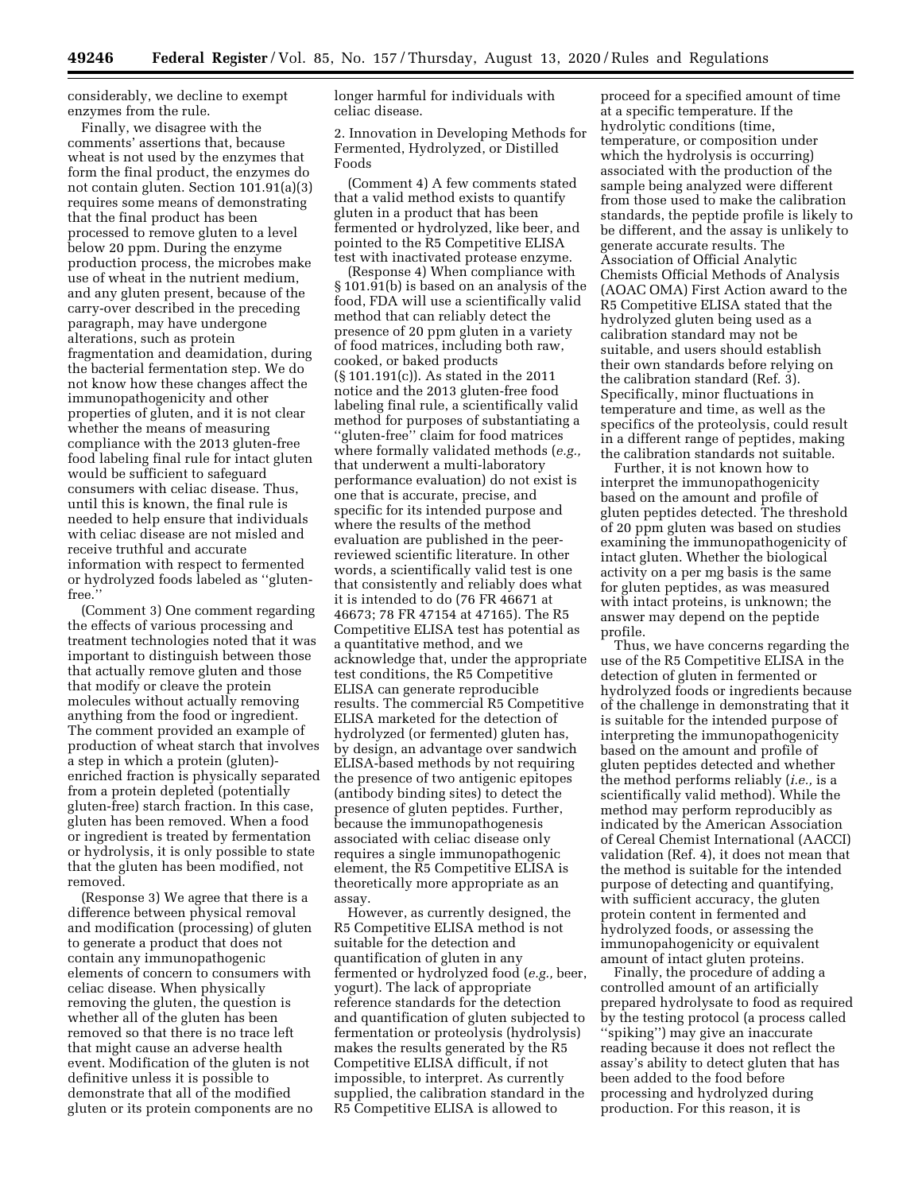considerably, we decline to exempt enzymes from the rule.

Finally, we disagree with the comments' assertions that, because wheat is not used by the enzymes that form the final product, the enzymes do not contain gluten. Section 101.91(a)(3) requires some means of demonstrating that the final product has been processed to remove gluten to a level below 20 ppm. During the enzyme production process, the microbes make use of wheat in the nutrient medium, and any gluten present, because of the carry-over described in the preceding paragraph, may have undergone alterations, such as protein fragmentation and deamidation, during the bacterial fermentation step. We do not know how these changes affect the immunopathogenicity and other properties of gluten, and it is not clear whether the means of measuring compliance with the 2013 gluten-free food labeling final rule for intact gluten would be sufficient to safeguard consumers with celiac disease. Thus, until this is known, the final rule is needed to help ensure that individuals with celiac disease are not misled and receive truthful and accurate information with respect to fermented or hydrolyzed foods labeled as ''gluten-free.''

(Comment 3) One comment regarding the effects of various processing and treatment technologies noted that it was important to distinguish between those that actually remove gluten and those that modify or cleave the protein molecules without actually removing anything from the food or ingredient. The comment provided an example of production of wheat starch that involves a step in which a protein (gluten)-enriched fraction is physically separated from a protein depleted (potentially gluten-free) starch fraction. In this case, gluten has been removed. When a food or ingredient is treated by fermentation or hydrolysis, it is only possible to state that the gluten has been modified, not removed.

(Response 3) We agree that there is a difference between physical removal and modification (processing) of gluten to generate a product that does not contain any immunopathogenic elements of concern to consumers with celiac disease. When physically removing the gluten, the question is whether all of the gluten has been removed so that there is no trace left that might cause an adverse health event. Modification of the gluten is not definitive unless it is possible to demonstrate that all of the modified gluten or its protein components are no longer harmful for individuals with celiac disease.

2. Innovation in Developing Methods for Fermented, Hydrolyzed, or Distilled Foods

(Comment 4) A few comments stated that a valid method exists to quantify gluten in a product that has been fermented or hydrolyzed, like beer, and pointed to the R5 Competitive ELISA test with inactivated protease enzyme.

(Response 4) When compliance with § 101.91(b) is based on an analysis of the food, FDA will use a scientifically valid method that can reliably detect the presence of 20 ppm gluten in a variety of food matrices, including both raw, cooked, or baked products (§ 101.191(c)). As stated in the 2011 notice and the 2013 gluten-free food labeling final rule, a scientifically valid method for purposes of substantiating a ''gluten-free'' claim for food matrices where formally validated methods (*e.g.,* that underwent a multi-laboratory performance evaluation) do not exist is one that is accurate, precise, and specific for its intended purpose and where the results of the method evaluation are published in the peer-reviewed scientific literature. In other words, a scientifically valid test is one that consistently and reliably does what it is intended to do (76 FR 46671 at 46673; 78 FR 47154 at 47165). The R5 Competitive ELISA test has potential as a quantitative method, and we acknowledge that, under the appropriate test conditions, the R5 Competitive ELISA can generate reproducible results. The commercial R5 Competitive ELISA marketed for the detection of hydrolyzed (or fermented) gluten has, by design, an advantage over sandwich ELISA-based methods by not requiring the presence of two antigenic epitopes (antibody binding sites) to detect the presence of gluten peptides. Further, because the immunopathogenesis associated with celiac disease only requires a single immunopathogenic element, the R5 Competitive ELISA is theoretically more appropriate as an assay.

However, as currently designed, the R5 Competitive ELISA method is not suitable for the detection and quantification of gluten in any fermented or hydrolyzed food (*e.g.,* beer, yogurt). The lack of appropriate reference standards for the detection and quantification of gluten subjected to fermentation or proteolysis (hydrolysis) makes the results generated by the R5 Competitive ELISA difficult, if not impossible, to interpret. As currently supplied, the calibration standard in the R5 Competitive ELISA is allowed to proceed for a specified amount of time at a specific temperature. If the hydrolytic conditions (time, temperature, or composition under which the hydrolysis is occurring) associated with the production of the sample being analyzed were different from those used to make the calibration standards, the peptide profile is likely to be different, and the assay is unlikely to generate accurate results. The Association of Official Analytic Chemists Official Methods of Analysis (AOAC OMA) First Action award to the R5 Competitive ELISA stated that the hydrolyzed gluten being used as a calibration standard may not be suitable, and users should establish their own standards before relying on the calibration standard (Ref. 3). Specifically, minor fluctuations in temperature and time, as well as the specifics of the proteolysis, could result in a different range of peptides, making the calibration standards not suitable.

Further, it is not known how to interpret the immunopathogenicity based on the amount and profile of gluten peptides detected. The threshold of 20 ppm gluten was based on studies examining the immunopathogenicity of intact gluten. Whether the biological activity on a per mg basis is the same for gluten peptides, as was measured with intact proteins, is unknown; the answer may depend on the peptide profile.

Thus, we have concerns regarding the use of the R5 Competitive ELISA in the detection of gluten in fermented or hydrolyzed foods or ingredients because of the challenge in demonstrating that it is suitable for the intended purpose of interpreting the immunopathogenicity based on the amount and profile of gluten peptides detected and whether the method performs reliably (*i.e.,* is a scientifically valid method). While the method may perform reproducibly as indicated by the American Association of Cereal Chemist International (AACCI) validation (Ref. 4), it does not mean that the method is suitable for the intended purpose of detecting and quantifying, with sufficient accuracy, the gluten protein content in fermented and hydrolyzed foods, or assessing the immunopahogenicity or equivalent amount of intact gluten proteins.

Finally, the procedure of adding a controlled amount of an artificially prepared hydrolysate to food as required by the testing protocol (a process called ''spiking'') may give an inaccurate reading because it does not reflect the assay's ability to detect gluten that has been added to the food before processing and hydrolyzed during production. For this reason, it is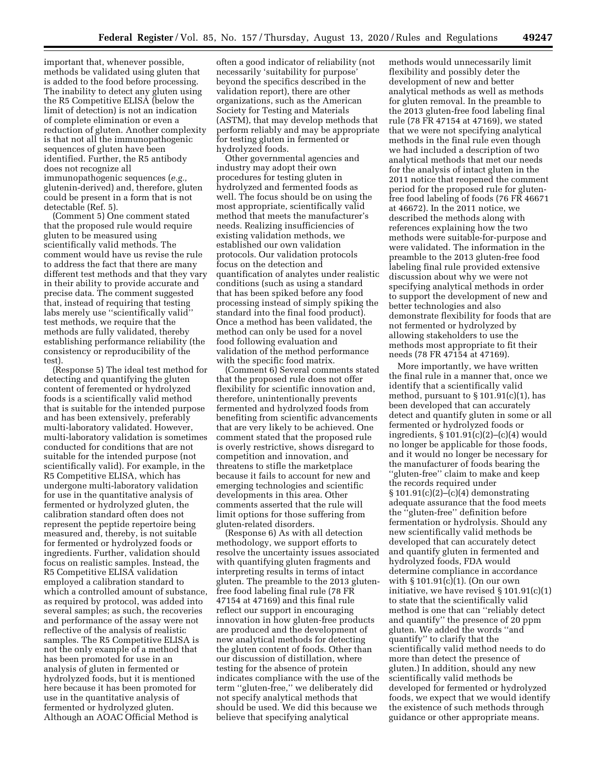important that, whenever possible, methods be validated using gluten that is added to the food before processing. The inability to detect any gluten using the R5 Competitive ELISA (below the limit of detection) is not an indication of complete elimination or even a reduction of gluten. Another complexity is that not all the immunopathogenic sequences of gluten have been identified. Further, the R5 antibody does not recognize all immunopathogenic sequences (*e.g.,* glutenin-derived) and, therefore, gluten could be present in a form that is not detectable (Ref. 5).

(Comment 5) One comment stated that the proposed rule would require gluten to be measured using scientifically valid methods. The comment would have us revise the rule to address the fact that there are many different test methods and that they vary in their ability to provide accurate and precise data. The comment suggested that, instead of requiring that testing labs merely use ''scientifically valid'' test methods, we require that the methods are fully validated, thereby establishing performance reliability (the consistency or reproducibility of the test).

(Response 5) The ideal test method for detecting and quantifying the gluten content of feremented or hydrolyzed foods is a scientifically valid method that is suitable for the intended purpose and has been extensively, preferably multi-laboratory validated. However, multi-laboratory validation is sometimes conducted for conditions that are not suitable for the intended purpose (not scientifically valid). For example, in the R5 Competitive ELISA, which has undergone multi-laboratory validation for use in the quantitative analysis of fermented or hydrolyzed gluten, the calibration standard often does not represent the peptide repertoire being measured and, thereby, is not suitable for fermented or hydrolyzed foods or ingredients. Further, validation should focus on realistic samples. Instead, the R5 Competitive ELISA validation employed a calibration standard to which a controlled amount of substance, as required by protocol, was added into several samples; as such, the recoveries and performance of the assay were not reflective of the analysis of realistic samples. The R5 Competitive ELISA is not the only example of a method that has been promoted for use in an analysis of gluten in fermented or hydrolyzed foods, but it is mentioned here because it has been promoted for use in the quantitative analysis of fermented or hydrolyzed gluten. Although an AOAC Official Method is often a good indicator of reliability (not necessarily 'suitability for purpose' beyond the specifics described in the validation report), there are other organizations, such as the American Society for Testing and Materials (ASTM), that may develop methods that perform reliably and may be appropriate for testing gluten in fermented or hydrolyzed foods.

Other governmental agencies and industry may adopt their own procedures for testing gluten in hydrolyzed and fermented foods as well. The focus should be on using the most appropriate, scientifically valid method that meets the manufacturer's needs. Realizing insufficiencies of existing validation methods, we established our own validation protocols. Our validation protocols focus on the detection and quantification of analytes under realistic conditions (such as using a standard that has been spiked before any food processing instead of simply spiking the standard into the final food product). Once a method has been validated, the method can only be used for a novel food following evaluation and validation of the method performance with the specific food matrix.

(Comment 6) Several comments stated that the proposed rule does not offer flexibility for scientific innovation and, therefore, unintentionally prevents fermented and hydrolyzed foods from benefiting from scientific advancements that are very likely to be achieved. One comment stated that the proposed rule is overly restrictive, shows disregard to competition and innovation, and threatens to stifle the marketplace because it fails to account for new and emerging technologies and scientific developments in this area. Other comments asserted that the rule will limit options for those suffering from gluten-related disorders.

(Response 6) As with all detection methodology, we support efforts to resolve the uncertainty issues associated with quantifying gluten fragments and interpreting results in terms of intact gluten. The preamble to the 2013 gluten-free food labeling final rule (78 FR 47154 at 47169) and this final rule reflect our support in encouraging innovation in how gluten-free products are produced and the development of new analytical methods for detecting the gluten content of foods. Other than our discussion of distillation, where testing for the absence of protein indicates compliance with the use of the term ''gluten-free,'' we deliberately did not specify analytical methods that should be used. We did this because we believe that specifying analytical methods would unnecessarily limit flexibility and possibly deter the development of new and better analytical methods as well as methods for gluten removal. In the preamble to the 2013 gluten-free food labeling final rule (78 FR 47154 at 47169), we stated that we were not specifying analytical methods in the final rule even though we had included a description of two analytical methods that met our needs for the analysis of intact gluten in the 2011 notice that reopened the comment period for the proposed rule for gluten-free food labeling of foods (76 FR 46671 at 46672). In the 2011 notice, we described the methods along with references explaining how the two methods were suitable-for-purpose and were validated. The information in the preamble to the 2013 gluten-free food labeling final rule provided extensive discussion about why we were not specifying analytical methods in order to support the development of new and better technologies and also demonstrate flexibility for foods that are not fermented or hydrolyzed by allowing stakeholders to use the methods most appropriate to fit their needs (78 FR 47154 at 47169).

More importantly, we have written the final rule in a manner that, once we identify that a scientifically valid method, pursuant to § 101.91(c)(1), has been developed that can accurately detect and quantify gluten in some or all fermented or hydrolyzed foods or ingredients, § 101.91(c)(2)–(c)(4) would no longer be applicable for those foods, and it would no longer be necessary for the manufacturer of foods bearing the ''gluten-free'' claim to make and keep the records required under § 101.91(c)(2)–(c)(4) demonstrating adequate assurance that the food meets the ''gluten-free'' definition before fermentation or hydrolysis. Should any new scientifically valid methods be developed that can accurately detect and quantify gluten in fermented and hydrolyzed foods, FDA would determine compliance in accordance with § 101.91(c)(1). (On our own initiative, we have revised § 101.91(c)(1) to state that the scientifically valid method is one that can ''reliably detect and quantify'' the presence of 20 ppm gluten. We added the words ''and quantify'' to clarify that the scientifically valid method needs to do more than detect the presence of gluten.) In addition, should any new scientifically valid methods be developed for fermented or hydrolyzed foods, we expect that we would identify the existence of such methods through guidance or other appropriate means.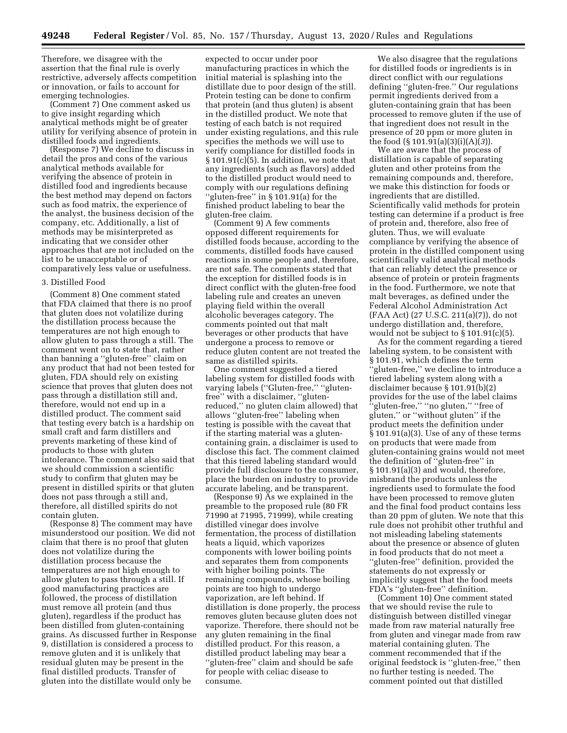Therefore, we disagree with the assertion that the final rule is overly restrictive, adversely affects competition or innovation, or fails to account for emerging technologies.

(Comment 7) One comment asked us to give insight regarding which analytical methods might be of greater utility for verifying absence of protein in distilled foods and ingredients.

(Response 7) We decline to discuss in detail the pros and cons of the various analytical methods available for verifying the absence of protein in distilled food and ingredients because the best method may depend on factors such as food matrix, the experience of the analyst, the business decision of the company, etc. Additionally, a list of methods may be misinterpreted as indicating that we consider other approaches that are not included on the list to be unacceptable or of comparatively less value or usefulness.

### 3. Distilled Food

(Comment 8) One comment stated that FDA claimed that there is no proof that gluten does not volatilize during the distillation process because the temperatures are not high enough to allow gluten to pass through a still. The comment went on to state that, rather than banning a ''gluten-free'' claim on any product that had not been tested for gluten, FDA should rely on existing science that proves that gluten does not pass through a distillation still and, therefore, would not end up in a distilled product. The comment said that testing every batch is a hardship on small craft and farm distillers and prevents marketing of these kind of products to those with gluten intolerance. The comment also said that we should commission a scientific study to confirm that gluten may be present in distilled spirits or that gluten does not pass through a still and, therefore, all distilled spirits do not contain gluten.

(Response 8) The comment may have misunderstood our position. We did not claim that there is no proof that gluten does not volatilize during the distillation process because the temperatures are not high enough to allow gluten to pass through a still. If good manufacturing practices are followed, the process of distillation must remove all protein (and thus gluten), regardless if the product has been distilled from gluten-containing grains. As discussed further in Response 9, distillation is considered a process to remove gluten and it is unlikely that residual gluten may be present in the final distilled products. Transfer of gluten into the distillate would only be expected to occur under poor manufacturing practices in which the initial material is splashing into the distillate due to poor design of the still. Protein testing can be done to confirm that protein (and thus gluten) is absent in the distilled product. We note that testing of each batch is not required under existing regulations, and this rule specifies the methods we will use to verify compliance for distilled foods in § 101.91(c)(5). In addition, we note that any ingredients (such as flavors) added to the distilled product would need to comply with our regulations defining ''gluten-free'' in § 101.91(a) for the finished product labeling to bear the gluten-free claim.

(Comment 9) A few comments opposed different requirements for distilled foods because, according to the comments, distilled foods have caused reactions in some people and, therefore, are not safe. The comments stated that the exception for distilled foods is in direct conflict with the gluten-free food labeling rule and creates an uneven playing field within the overall alcoholic beverages category. The comments pointed out that malt beverages or other products that have undergone a process to remove or reduce gluten content are not treated the same as distilled spirits.

One comment suggested a tiered labeling system for distilled foods with varying labels (''Gluten-free,'' ''gluten-free'' with a disclaimer, ''gluten-reduced,'' no gluten claim allowed) that allows ''gluten-free'' labeling when testing is possible with the caveat that if the starting material was a gluten-containing grain, a disclaimer is used to disclose this fact. The comment claimed that this tiered labeling standard would provide full disclosure to the consumer, place the burden on industry to provide accurate labeling, and be transparent.

(Response 9) As we explained in the preamble to the proposed rule (80 FR 71990 at 71995, 71999), while creating distilled vinegar does involve fermentation, the process of distillation heats a liquid, which vaporizes components with lower boiling points and separates them from components with higher boiling points. The remaining compounds, whose boiling points are too high to undergo vaporization, are left behind. If distillation is done properly, the process removes gluten because gluten does not vaporize. Therefore, there should not be any gluten remaining in the final distilled product. For this reason, a distilled product labeling may bear a ''gluten-free'' claim and should be safe for people with celiac disease to consume.

We also disagree that the regulations for distilled foods or ingredients is in direct conflict with our regulations defining ''gluten-free.'' Our regulations permit ingredients derived from a gluten-containing grain that has been processed to remove gluten if the use of that ingredient does not result in the presence of 20 ppm or more gluten in the food (§ 101.91(a)(3)(i)(A)(*3*)).

We are aware that the process of distillation is capable of separating gluten and other proteins from the remaining compounds and, therefore, we make this distinction for foods or ingredients that are distilled. Scientifically valid methods for protein testing can determine if a product is free of protein and, therefore, also free of gluten. Thus, we will evaluate compliance by verifying the absence of protein in the distilled component using scientifically valid analytical methods that can reliably detect the presence or absence of protein or protein fragments in the food. Furthermore, we note that malt beverages, as defined under the Federal Alcohol Administration Act (FAA Act) (27 U.S.C. 211(a)(7)), do not undergo distillation and, therefore, would not be subject to § 101.91(c)(5).

As for the comment regarding a tiered labeling system, to be consistent with § 101.91, which defines the term ''gluten-free,'' we decline to introduce a tiered labeling system along with a disclaimer because § 101.91(b)(2) provides for the use of the label claims ''gluten-free,'' ''no gluten,'' ''free of gluten,'' or ''without gluten'' if the product meets the definition under § 101.91(a)(3). Use of any of these terms on products that were made from gluten-containing grains would not meet the definition of ''gluten-free'' in § 101.91(a)(3) and would, therefore, misbrand the products unless the ingredients used to formulate the food have been processed to remove gluten and the final food product contains less than 20 ppm of gluten. We note that this rule does not prohibit other truthful and not misleading labeling statements about the presence or absence of gluten in food products that do not meet a ''gluten-free'' definition, provided the statements do not expressly or implicitly suggest that the food meets FDA's ''gluten-free'' definition.

(Comment 10) One comment stated that we should revise the rule to distinguish between distilled vinegar made from raw material naturally free from gluten and vinegar made from raw material containing gluten. The comment recommended that if the original feedstock is ''gluten-free,'' then no further testing is needed. The comment pointed out that distilled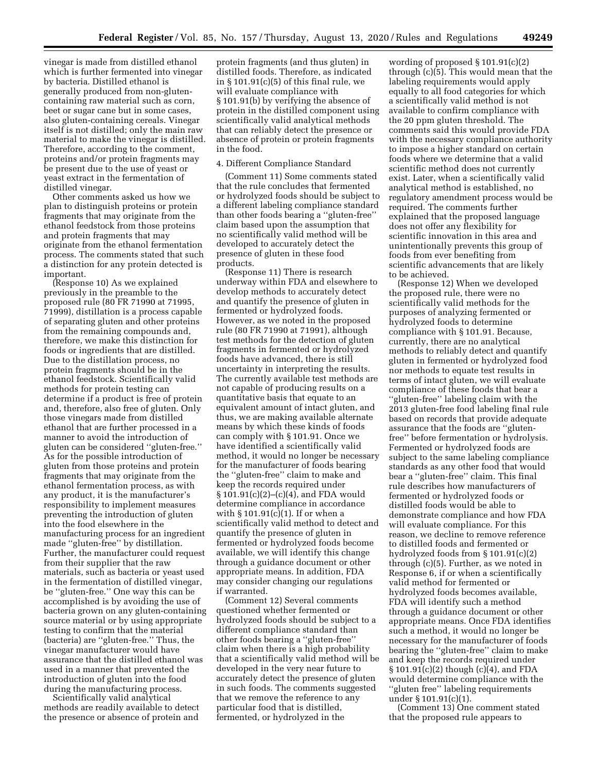vinegar is made from distilled ethanol which is further fermented into vinegar by bacteria. Distilled ethanol is generally produced from non-gluten-containing raw material such as corn, beet or sugar cane but in some cases, also gluten-containing cereals. Vinegar itself is not distilled; only the main raw material to make the vinegar is distilled. Therefore, according to the comment, proteins and/or protein fragments may be present due to the use of yeast or yeast extract in the fermentation of distilled vinegar.

Other comments asked us how we plan to distinguish proteins or protein fragments that may originate from the ethanol feedstock from those proteins and protein fragments that may originate from the ethanol fermentation process. The comments stated that such a distinction for any protein detected is important.

(Response 10) As we explained previously in the preamble to the proposed rule (80 FR 71990 at 71995, 71999), distillation is a process capable of separating gluten and other proteins from the remaining compounds and, therefore, we make this distinction for foods or ingredients that are distilled. Due to the distillation process, no protein fragments should be in the ethanol feedstock. Scientifically valid methods for protein testing can determine if a product is free of protein and, therefore, also free of gluten. Only those vinegars made from distilled ethanol that are further processed in a manner to avoid the introduction of gluten can be considered ''gluten-free.'' As for the possible introduction of gluten from those proteins and protein fragments that may originate from the ethanol fermentation process, as with any product, it is the manufacturer's responsibility to implement measures preventing the introduction of gluten into the food elsewhere in the manufacturing process for an ingredient made ''gluten-free'' by distillation. Further, the manufacturer could request from their supplier that the raw materials, such as bacteria or yeast used in the fermentation of distilled vinegar, be ''gluten-free.'' One way this can be accomplished is by avoiding the use of bacteria grown on any gluten-containing source material or by using appropriate testing to confirm that the material (bacteria) are ''gluten-free.'' Thus, the vinegar manufacturer would have assurance that the distilled ethanol was used in a manner that prevented the introduction of gluten into the food during the manufacturing process.

Scientifically valid analytical methods are readily available to detect the presence or absence of protein and protein fragments (and thus gluten) in distilled foods. Therefore, as indicated in § 101.91(c)(5) of this final rule, we will evaluate compliance with § 101.91(b) by verifying the absence of protein in the distilled component using scientifically valid analytical methods that can reliably detect the presence or absence of protein or protein fragments in the food.

4. Different Compliance Standard

(Comment 11) Some comments stated that the rule concludes that fermented or hydrolyzed foods should be subject to a different labeling compliance standard than other foods bearing a ''gluten-free'' claim based upon the assumption that no scientifically valid method will be developed to accurately detect the presence of gluten in these food products.

(Response 11) There is research underway within FDA and elsewhere to develop methods to accurately detect and quantify the presence of gluten in fermented or hydrolyzed foods. However, as we noted in the proposed rule (80 FR 71990 at 71991), although test methods for the detection of gluten fragments in fermented or hydrolyzed foods have advanced, there is still uncertainty in interpreting the results. The currently available test methods are not capable of producing results on a quantitative basis that equate to an equivalent amount of intact gluten, and thus, we are making available alternate means by which these kinds of foods can comply with § 101.91. Once we have identified a scientifically valid method, it would no longer be necessary for the manufacturer of foods bearing the ''gluten-free'' claim to make and keep the records required under § 101.91(c)(2)–(c)(4), and FDA would determine compliance in accordance with § 101.91(c)(1). If or when a scientifically valid method to detect and quantify the presence of gluten in fermented or hydrolyzed foods become available, we will identify this change through a guidance document or other appropriate means. In addition, FDA may consider changing our regulations if warranted.

(Comment 12) Several comments questioned whether fermented or hydrolyzed foods should be subject to a different compliance standard than other foods bearing a ''gluten-free'' claim when there is a high probability that a scientifically valid method will be developed in the very near future to accurately detect the presence of gluten in such foods. The comments suggested that we remove the reference to any particular food that is distilled, fermented, or hydrolyzed in the wording of proposed § 101.91(c)(2) through (c)(5). This would mean that the labeling requirements would apply equally to all food categories for which a scientifically valid method is not available to confirm compliance with the 20 ppm gluten threshold. The comments said this would provide FDA with the necessary compliance authority to impose a higher standard on certain foods where we determine that a valid scientific method does not currently exist. Later, when a scientifically valid analytical method is established, no regulatory amendment process would be required. The comments further explained that the proposed language does not offer any flexibility for scientific innovation in this area and unintentionally prevents this group of foods from ever benefiting from scientific advancements that are likely to be achieved.

(Response 12) When we developed the proposed rule, there were no scientifically valid methods for the purposes of analyzing fermented or hydrolyzed foods to determine compliance with § 101.91. Because, currently, there are no analytical methods to reliably detect and quantify gluten in fermented or hydrolyzed food nor methods to equate test results in terms of intact gluten, we will evaluate compliance of these foods that bear a ''gluten-free'' labeling claim with the 2013 gluten-free food labeling final rule based on records that provide adequate assurance that the foods are ''gluten-free'' before fermentation or hydrolysis. Fermented or hydrolyzed foods are subject to the same labeling compliance standards as any other food that would bear a ''gluten-free'' claim. This final rule describes how manufacturers of fermented or hydrolyzed foods or distilled foods would be able to demonstrate compliance and how FDA will evaluate compliance. For this reason, we decline to remove reference to distilled foods and fermented or hydrolyzed foods from § 101.91(c)(2) through (c)(5). Further, as we noted in Response 6, if or when a scientifically valid method for fermented or hydrolyzed foods becomes available, FDA will identify such a method through a guidance document or other appropriate means. Once FDA identifies such a method, it would no longer be necessary for the manufacturer of foods bearing the ''gluten-free'' claim to make and keep the records required under § 101.91(c)(2) though (c)(4), and FDA would determine compliance with the ''gluten free'' labeling requirements under § 101.91(c)(1).

(Comment 13) One comment stated that the proposed rule appears to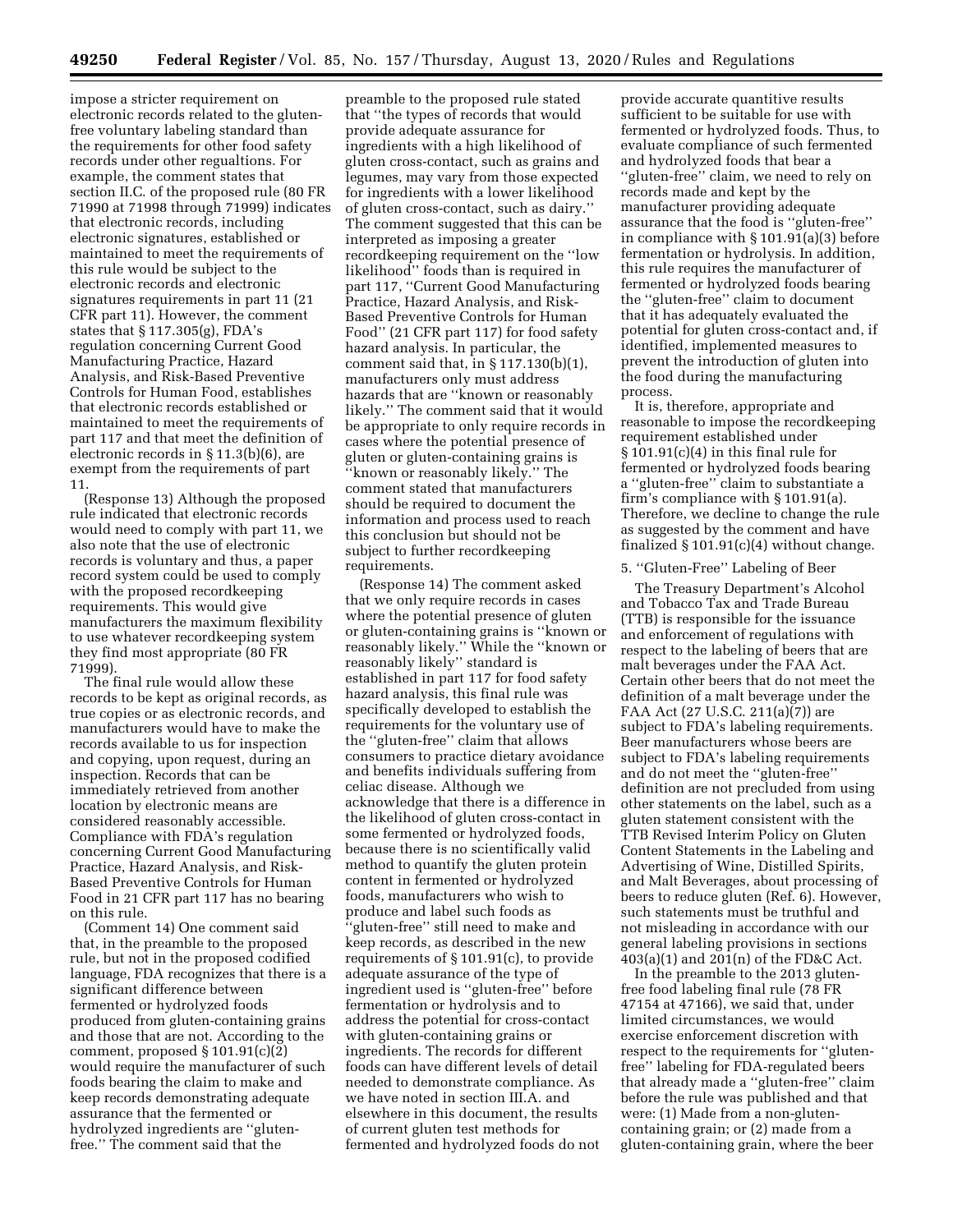impose a stricter requirement on electronic records related to the gluten-free voluntary labeling standard than the requirements for other food safety records under other regualtions. For example, the comment states that section II.C. of the proposed rule (80 FR 71990 at 71998 through 71999) indicates that electronic records, including electronic signatures, established or maintained to meet the requirements of this rule would be subject to the electronic records and electronic signatures requirements in part 11 (21 CFR part 11). However, the comment states that § 117.305(g), FDA's regulation concerning Current Good Manufacturing Practice, Hazard Analysis, and Risk-Based Preventive Controls for Human Food, establishes that electronic records established or maintained to meet the requirements of part 117 and that meet the definition of electronic records in § 11.3(b)(6), are exempt from the requirements of part 11.

(Response 13) Although the proposed rule indicated that electronic records would need to comply with part 11, we also note that the use of electronic records is voluntary and thus, a paper record system could be used to comply with the proposed recordkeeping requirements. This would give manufacturers the maximum flexibility to use whatever recordkeeping system they find most appropriate (80 FR 71999).

The final rule would allow these records to be kept as original records, as true copies or as electronic records, and manufacturers would have to make the records available to us for inspection and copying, upon request, during an inspection. Records that can be immediately retrieved from another location by electronic means are considered reasonably accessible. Compliance with FDA's regulation concerning Current Good Manufacturing Practice, Hazard Analysis, and Risk-Based Preventive Controls for Human Food in 21 CFR part 117 has no bearing on this rule.

(Comment 14) One comment said that, in the preamble to the proposed rule, but not in the proposed codified language, FDA recognizes that there is a significant difference between fermented or hydrolyzed foods produced from gluten-containing grains and those that are not. According to the comment, proposed § 101.91(c)(2) would require the manufacturer of such foods bearing the claim to make and keep records demonstrating adequate assurance that the fermented or hydrolyzed ingredients are ''gluten-free.'' The comment said that the preamble to the proposed rule stated that ''the types of records that would provide adequate assurance for ingredients with a high likelihood of gluten cross-contact, such as grains and legumes, may vary from those expected for ingredients with a lower likelihood of gluten cross-contact, such as dairy.'' The comment suggested that this can be interpreted as imposing a greater recordkeeping requirement on the ''low likelihood'' foods than is required in part 117, ''Current Good Manufacturing Practice, Hazard Analysis, and Risk-Based Preventive Controls for Human Food'' (21 CFR part 117) for food safety hazard analysis. In particular, the comment said that, in § 117.130(b)(1), manufacturers only must address hazards that are ''known or reasonably likely.'' The comment said that it would be appropriate to only require records in cases where the potential presence of gluten or gluten-containing grains is ''known or reasonably likely.'' The comment stated that manufacturers should be required to document the information and process used to reach this conclusion but should not be subject to further recordkeeping requirements.

(Response 14) The comment asked that we only require records in cases where the potential presence of gluten or gluten-containing grains is ''known or reasonably likely.'' While the ''known or reasonably likely'' standard is established in part 117 for food safety hazard analysis, this final rule was specifically developed to establish the requirements for the voluntary use of the ''gluten-free'' claim that allows consumers to practice dietary avoidance and benefits individuals suffering from celiac disease. Although we acknowledge that there is a difference in the likelihood of gluten cross-contact in some fermented or hydrolyzed foods, because there is no scientifically valid method to quantify the gluten protein content in fermented or hydrolyzed foods, manufacturers who wish to produce and label such foods as ''gluten-free'' still need to make and keep records, as described in the new requirements of § 101.91(c), to provide adequate assurance of the type of ingredient used is ''gluten-free'' before fermentation or hydrolysis and to address the potential for cross-contact with gluten-containing grains or ingredients. The records for different foods can have different levels of detail needed to demonstrate compliance. As we have noted in section III.A. and elsewhere in this document, the results of current gluten test methods for fermented and hydrolyzed foods do not provide accurate quantitive results sufficient to be suitable for use with fermented or hydrolyzed foods. Thus, to evaluate compliance of such fermented and hydrolyzed foods that bear a ''gluten-free'' claim, we need to rely on records made and kept by the manufacturer providing adequate assurance that the food is ''gluten-free'' in compliance with § 101.91(a)(3) before fermentation or hydrolysis. In addition, this rule requires the manufacturer of fermented or hydrolyzed foods bearing the ''gluten-free'' claim to document that it has adequately evaluated the potential for gluten cross-contact and, if identified, implemented measures to prevent the introduction of gluten into the food during the manufacturing process.

It is, therefore, appropriate and reasonable to impose the recordkeeping requirement established under § 101.91(c)(4) in this final rule for fermented or hydrolyzed foods bearing a ''gluten-free'' claim to substantiate a firm's compliance with § 101.91(a). Therefore, we decline to change the rule as suggested by the comment and have finalized § 101.91(c)(4) without change.

### 5. ''Gluten-Free'' Labeling of Beer

The Treasury Department's Alcohol and Tobacco Tax and Trade Bureau (TTB) is responsible for the issuance and enforcement of regulations with respect to the labeling of beers that are malt beverages under the FAA Act. Certain other beers that do not meet the definition of a malt beverage under the FAA Act (27 U.S.C. 211(a)(7)) are subject to FDA's labeling requirements. Beer manufacturers whose beers are subject to FDA's labeling requirements and do not meet the ''gluten-free'' definition are not precluded from using other statements on the label, such as a gluten statement consistent with the TTB Revised Interim Policy on Gluten Content Statements in the Labeling and Advertising of Wine, Distilled Spirits, and Malt Beverages, about processing of beers to reduce gluten (Ref. 6). However, such statements must be truthful and not misleading in accordance with our general labeling provisions in sections 403(a)(1) and 201(n) of the FD&C Act.

In the preamble to the 2013 gluten-free food labeling final rule (78 FR 47154 at 47166), we said that, under limited circumstances, we would exercise enforcement discretion with respect to the requirements for ''gluten-free'' labeling for FDA-regulated beers that already made a ''gluten-free'' claim before the rule was published and that were: (1) Made from a non-gluten-containing grain; or (2) made from a gluten-containing grain, where the beer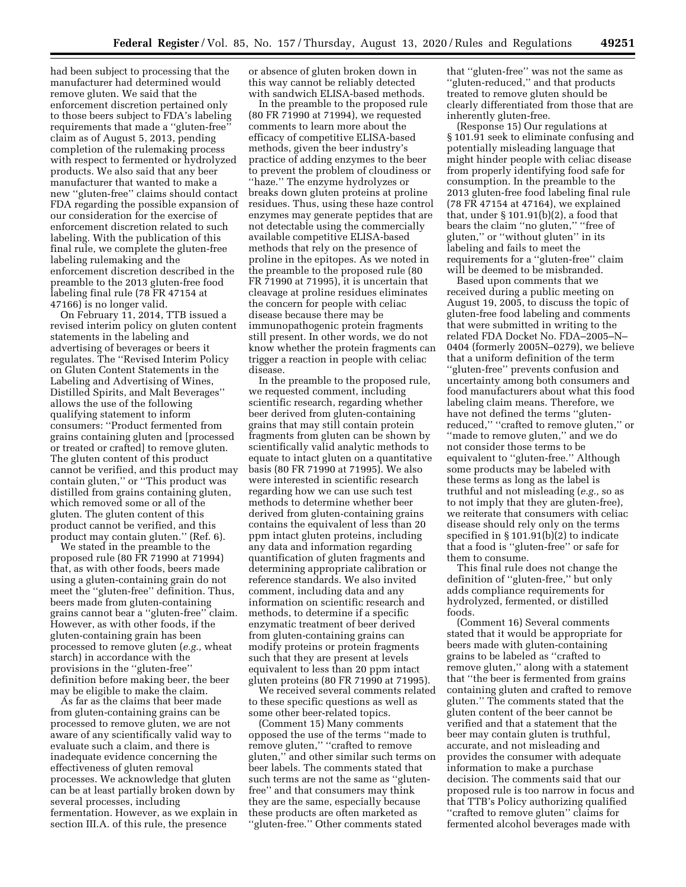had been subject to processing that the manufacturer had determined would remove gluten. We said that the enforcement discretion pertained only to those beers subject to FDA's labeling requirements that made a ''gluten-free'' claim as of August 5, 2013, pending completion of the rulemaking process with respect to fermented or hydrolyzed products. We also said that any beer manufacturer that wanted to make a new ''gluten-free'' claims should contact FDA regarding the possible expansion of our consideration for the exercise of enforcement discretion related to such labeling. With the publication of this final rule, we complete the gluten-free labeling rulemaking and the enforcement discretion described in the preamble to the 2013 gluten-free food labeling final rule (78 FR 47154 at 47166) is no longer valid.

On February 11, 2014, TTB issued a revised interim policy on gluten content statements in the labeling and advertising of beverages or beers it regulates. The ''Revised Interim Policy on Gluten Content Statements in the Labeling and Advertising of Wines, Distilled Spirits, and Malt Beverages'' allows the use of the following qualifying statement to inform consumers: ''Product fermented from grains containing gluten and [processed or treated or crafted] to remove gluten. The gluten content of this product cannot be verified, and this product may contain gluten,'' or ''This product was distilled from grains containing gluten, which removed some or all of the gluten. The gluten content of this product cannot be verified, and this product may contain gluten.'' (Ref. 6).

We stated in the preamble to the proposed rule (80 FR 71990 at 71994) that, as with other foods, beers made using a gluten-containing grain do not meet the ''gluten-free'' definition. Thus, beers made from gluten-containing grains cannot bear a ''gluten-free'' claim. However, as with other foods, if the gluten-containing grain has been processed to remove gluten (*e.g.,* wheat starch) in accordance with the provisions in the ''gluten-free'' definition before making beer, the beer may be eligible to make the claim.

As far as the claims that beer made from gluten-containing grains can be processed to remove gluten, we are not aware of any scientifically valid way to evaluate such a claim, and there is inadequate evidence concerning the effectiveness of gluten removal processes. We acknowledge that gluten can be at least partially broken down by several processes, including fermentation. However, as we explain in section III.A. of this rule, the presence or absence of gluten broken down in this way cannot be reliably detected with sandwich ELISA-based methods.

In the preamble to the proposed rule (80 FR 71990 at 71994), we requested comments to learn more about the efficacy of competitive ELISA-based methods, given the beer industry's practice of adding enzymes to the beer to prevent the problem of cloudiness or ''haze.'' The enzyme hydrolyzes or breaks down gluten proteins at proline residues. Thus, using these haze control enzymes may generate peptides that are not detectable using the commercially available competitive ELISA-based methods that rely on the presence of proline in the epitopes. As we noted in the preamble to the proposed rule (80 FR 71990 at 71995), it is uncertain that cleavage at proline residues eliminates the concern for people with celiac disease because there may be immunopathogenic protein fragments still present. In other words, we do not know whether the protein fragments can trigger a reaction in people with celiac disease.

In the preamble to the proposed rule, we requested comment, including scientific research, regarding whether beer derived from gluten-containing grains that may still contain protein fragments from gluten can be shown by scientifically valid analytic methods to equate to intact gluten on a quantitative basis (80 FR 71990 at 71995). We also were interested in scientific research regarding how we can use such test methods to determine whether beer derived from gluten-containing grains contains the equivalent of less than 20 ppm intact gluten proteins, including any data and information regarding quantification of gluten fragments and determining appropriate calibration or reference standards. We also invited comment, including data and any information on scientific research and methods, to determine if a specific enzymatic treatment of beer derived from gluten-containing grains can modify proteins or protein fragments such that they are present at levels equivalent to less than 20 ppm intact gluten proteins (80 FR 71990 at 71995).

We received several comments related to these specific questions as well as some other beer-related topics.

(Comment 15) Many comments opposed the use of the terms ''made to remove gluten,'' ''crafted to remove gluten,'' and other similar such terms on beer labels. The comments stated that such terms are not the same as ''gluten-free'' and that consumers may think they are the same, especially because these products are often marketed as ''gluten-free.'' Other comments stated that ''gluten-free'' was not the same as ''gluten-reduced,'' and that products treated to remove gluten should be clearly differentiated from those that are inherently gluten-free.

(Response 15) Our regulations at § 101.91 seek to eliminate confusing and potentially misleading language that might hinder people with celiac disease from properly identifying food safe for consumption. In the preamble to the 2013 gluten-free food labeling final rule (78 FR 47154 at 47164), we explained that, under § 101.91(b)(2), a food that bears the claim ''no gluten,'' ''free of gluten,'' or ''without gluten'' in its labeling and fails to meet the requirements for a ''gluten-free'' claim will be deemed to be misbranded.

Based upon comments that we received during a public meeting on August 19, 2005, to discuss the topic of gluten-free food labeling and comments that were submitted in writing to the related FDA Docket No. FDA–2005–N–0404 (formerly 2005N–0279), we believe that a uniform definition of the term ''gluten-free'' prevents confusion and uncertainty among both consumers and food manufacturers about what this food labeling claim means. Therefore, we have not defined the terms ''gluten-reduced,'' ''crafted to remove gluten,'' or ''made to remove gluten,'' and we do not consider those terms to be equivalent to ''gluten-free.'' Although some products may be labeled with these terms as long as the label is truthful and not misleading (*e.g.,* so as to not imply that they are gluten-free), we reiterate that consumers with celiac disease should rely only on the terms specified in § 101.91(b)(2) to indicate that a food is ''gluten-free'' or safe for them to consume.

This final rule does not change the definition of ''gluten-free,'' but only adds compliance requirements for hydrolyzed, fermented, or distilled foods.

(Comment 16) Several comments stated that it would be appropriate for beers made with gluten-containing grains to be labeled as ''crafted to remove gluten,'' along with a statement that ''the beer is fermented from grains containing gluten and crafted to remove gluten.'' The comments stated that the gluten content of the beer cannot be verified and that a statement that the beer may contain gluten is truthful, accurate, and not misleading and provides the consumer with adequate information to make a purchase decision. The comments said that our proposed rule is too narrow in focus and that TTB's Policy authorizing qualified ''crafted to remove gluten'' claims for fermented alcohol beverages made with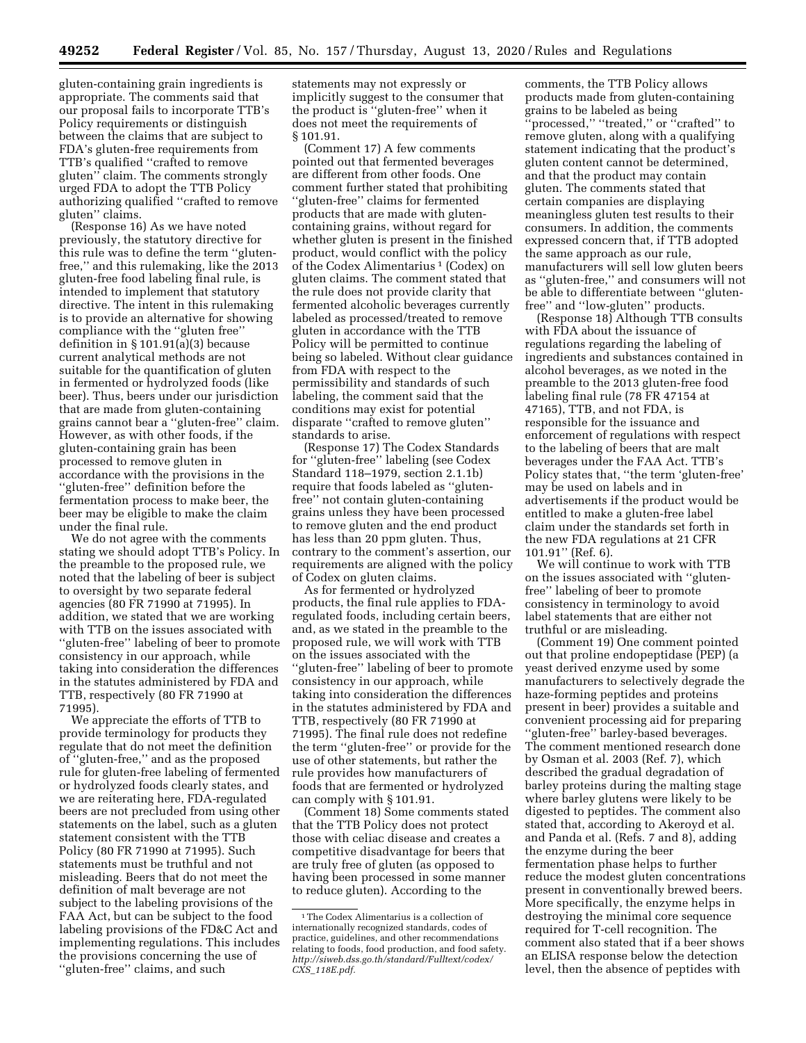gluten-containing grain ingredients is appropriate. The comments said that our proposal fails to incorporate TTB's Policy requirements or distinguish between the claims that are subject to FDA's gluten-free requirements from TTB's qualified "crafted to remove gluten" claim. The comments strongly urged FDA to adopt the TTB Policy authorizing qualified "crafted to remove gluten" claims.

(Response 16) As we have noted previously, the statutory directive for this rule was to define the term "gluten-free," and this rulemaking, like the 2013 gluten-free food labeling final rule, is intended to implement that statutory directive. The intent in this rulemaking is to provide an alternative for showing compliance with the "gluten free" definition in § 101.91(a)(3) because current analytical methods are not suitable for the quantification of gluten in fermented or hydrolyzed foods (like beer). Thus, beers under our jurisdiction that are made from gluten-containing grains cannot bear a "gluten-free" claim. However, as with other foods, if the gluten-containing grain has been processed to remove gluten in accordance with the provisions in the "gluten-free" definition before the fermentation process to make beer, the beer may be eligible to make the claim under the final rule.

We do not agree with the comments stating we should adopt TTB's Policy. In the preamble to the proposed rule, we noted that the labeling of beer is subject to oversight by two separate federal agencies (80 FR 71990 at 71995). In addition, we stated that we are working with TTB on the issues associated with "gluten-free" labeling of beer to promote consistency in our approach, while taking into consideration the differences in the statutes administered by FDA and TTB, respectively (80 FR 71990 at 71995).

We appreciate the efforts of TTB to provide terminology for products they regulate that do not meet the definition of "gluten-free," and as the proposed rule for gluten-free labeling of fermented or hydrolyzed foods clearly states, and we are reiterating here, FDA-regulated beers are not precluded from using other statements on the label, such as a gluten statement consistent with the TTB Policy (80 FR 71990 at 71995). Such statements must be truthful and not misleading. Beers that do not meet the definition of malt beverage are not subject to the labeling provisions of the FAA Act, but can be subject to the food labeling provisions of the FD&C Act and implementing regulations. This includes the provisions concerning the use of "gluten-free" claims, and such statements may not expressly or implicitly suggest to the consumer that the product is "gluten-free" when it does not meet the requirements of § 101.91.

(Comment 17) A few comments pointed out that fermented beverages are different from other foods. One comment further stated that prohibiting "gluten-free" claims for fermented products that are made with gluten-containing grains, without regard for whether gluten is present in the finished product, would conflict with the policy of the Codex Alimentarius [1] (Codex) on gluten claims. The comment stated that the rule does not provide clarity that fermented alcoholic beverages currently labeled as processed/treated to remove gluten in accordance with the TTB Policy will be permitted to continue being so labeled. Without clear guidance from FDA with respect to the permissibility and standards of such labeling, the comment said that the conditions may exist for potential disparate "crafted to remove gluten" standards to arise.

(Response 17) The Codex Standards for "gluten-free" labeling (see Codex Standard 118–1979, section 2.1.1b) require that foods labeled as "gluten-free" not contain gluten-containing grains unless they have been processed to remove gluten and the end product has less than 20 ppm gluten. Thus, contrary to the comment's assertion, our requirements are aligned with the policy of Codex on gluten claims.

As for fermented or hydrolyzed products, the final rule applies to FDA-regulated foods, including certain beers, and, as we stated in the preamble to the proposed rule, we will work with TTB on the issues associated with the "gluten-free" labeling of beer to promote consistency in our approach, while taking into consideration the differences in the statutes administered by FDA and TTB, respectively (80 FR 71990 at 71995). The final rule does not redefine the term "gluten-free" or provide for the use of other statements, but rather the rule provides how manufacturers of foods that are fermented or hydrolyzed can comply with § 101.91.

(Comment 18) Some comments stated that the TTB Policy does not protect those with celiac disease and creates a competitive disadvantage for beers that are truly free of gluten (as opposed to having been processed in some manner to reduce gluten). According to the comments, the TTB Policy allows products made from gluten-containing grains to be labeled as being "processed," "treated," or "crafted" to remove gluten, along with a qualifying statement indicating that the product's gluten content cannot be determined, and that the product may contain gluten. The comments stated that certain companies are displaying meaningless gluten test results to their consumers. In addition, the comments expressed concern that, if TTB adopted the same approach as our rule, manufacturers will sell low gluten beers as "gluten-free," and consumers will not be able to differentiate between "gluten-free" and "low-gluten" products.

(Response 18) Although TTB consults with FDA about the issuance of regulations regarding the labeling of ingredients and substances contained in alcohol beverages, as we noted in the preamble to the 2013 gluten-free food labeling final rule (78 FR 47154 at 47165), TTB, and not FDA, is responsible for the issuance and enforcement of regulations with respect to the labeling of beers that are malt beverages under the FAA Act. TTB's Policy states that, "the term 'gluten-free' may be used on labels and in advertisements if the product would be entitled to make a gluten-free label claim under the standards set forth in the new FDA regulations at 21 CFR 101.91" (Ref. 6).

We will continue to work with TTB on the issues associated with "gluten-free" labeling of beer to promote consistency in terminology to avoid label statements that are either not truthful or are misleading.

(Comment 19) One comment pointed out that proline endopeptidase (PEP) (a yeast derived enzyme used by some manufacturers to selectively degrade the haze-forming peptides and proteins present in beer) provides a suitable and convenient processing aid for preparing "gluten-free" barley-based beverages. The comment mentioned research done by Osman et al. 2003 (Ref. 7), which described the gradual degradation of barley proteins during the malting stage where barley glutens were likely to be digested to peptides. The comment also stated that, according to Akeroyd et al. and Panda et al. (Refs. 7 and 8), adding the enzyme during the beer fermentation phase helps to further reduce the modest gluten concentrations present in conventionally brewed beers. More specifically, the enzyme helps in destroying the minimal core sequence required for T-cell recognition. The comment also stated that if a beer shows an ELISA response below the detection level, then the absence of peptides with

[1] The Codex Alimentarius is a collection of internationally recognized standards, codes of practice, guidelines, and other recommendations relating to foods, food production, and food safety. *http://siweb.dss.go.th/standard/Fulltext/codex/CXS_118E.pdf.*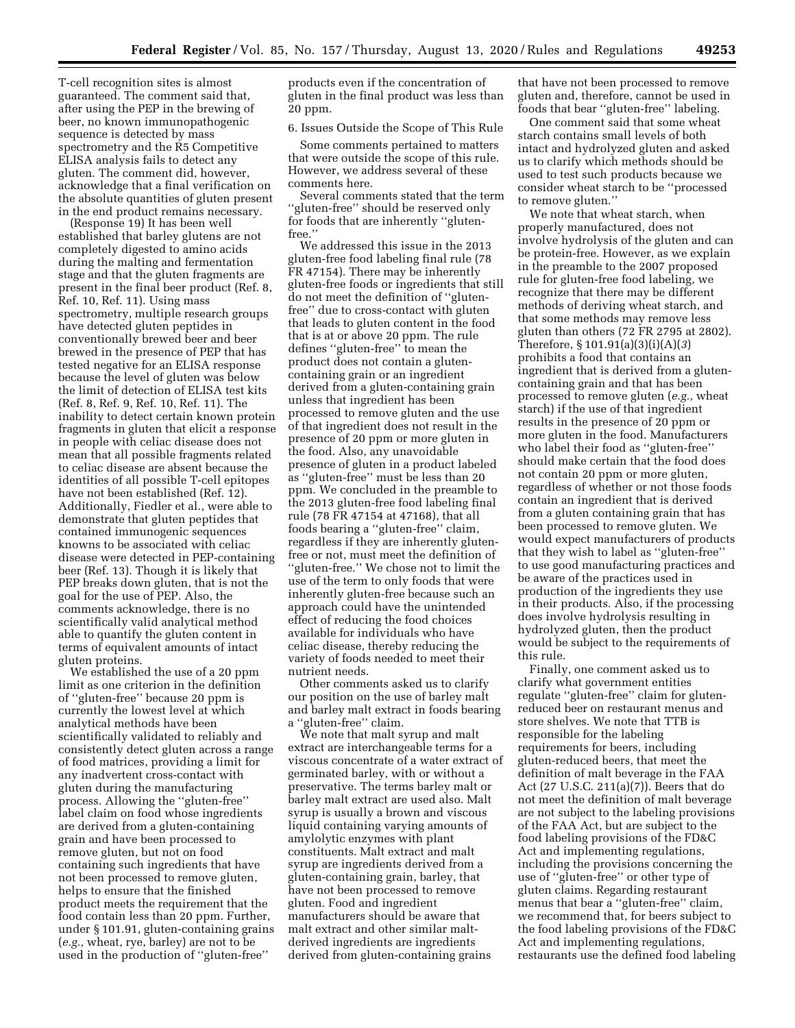T-cell recognition sites is almost guaranteed. The comment said that, after using the PEP in the brewing of beer, no known immunopathogenic sequence is detected by mass spectrometry and the R5 Competitive ELISA analysis fails to detect any gluten. The comment did, however, acknowledge that a final verification on the absolute quantities of gluten present in the end product remains necessary.

(Response 19) It has been well established that barley glutens are not completely digested to amino acids during the malting and fermentation stage and that the gluten fragments are present in the final beer product (Ref. 8, Ref. 10, Ref. 11). Using mass spectrometry, multiple research groups have detected gluten peptides in conventionally brewed beer and beer brewed in the presence of PEP that has tested negative for an ELISA response because the level of gluten was below the limit of detection of ELISA test kits (Ref. 8, Ref. 9, Ref. 10, Ref. 11). The inability to detect certain known protein fragments in gluten that elicit a response in people with celiac disease does not mean that all possible fragments related to celiac disease are absent because the identities of all possible T-cell epitopes have not been established (Ref. 12). Additionally, Fiedler et al., were able to demonstrate that gluten peptides that contained immunogenic sequences knowns to be associated with celiac disease were detected in PEP-containing beer (Ref. 13). Though it is likely that PEP breaks down gluten, that is not the goal for the use of PEP. Also, the comments acknowledge, there is no scientifically valid analytical method able to quantify the gluten content in terms of equivalent amounts of intact gluten proteins.

We established the use of a 20 ppm limit as one criterion in the definition of ''gluten-free'' because 20 ppm is currently the lowest level at which analytical methods have been scientifically validated to reliably and consistently detect gluten across a range of food matrices, providing a limit for any inadvertent cross-contact with gluten during the manufacturing process. Allowing the ''gluten-free'' label claim on food whose ingredients are derived from a gluten-containing grain and have been processed to remove gluten, but not on food containing such ingredients that have not been processed to remove gluten, helps to ensure that the finished product meets the requirement that the food contain less than 20 ppm. Further, under § 101.91, gluten-containing grains (*e.g.,* wheat, rye, barley) are not to be used in the production of ''gluten-free'' products even if the concentration of gluten in the final product was less than 20 ppm.

6. Issues Outside the Scope of This Rule

Some comments pertained to matters that were outside the scope of this rule. However, we address several of these comments here.

Several comments stated that the term ''gluten-free'' should be reserved only for foods that are inherently ''gluten-free.''

We addressed this issue in the 2013 gluten-free food labeling final rule (78 FR 47154). There may be inherently gluten-free foods or ingredients that still do not meet the definition of ''gluten-free'' due to cross-contact with gluten that leads to gluten content in the food that is at or above 20 ppm. The rule defines ''gluten-free'' to mean the product does not contain a gluten-containing grain or an ingredient derived from a gluten-containing grain unless that ingredient has been processed to remove gluten and the use of that ingredient does not result in the presence of 20 ppm or more gluten in the food. Also, any unavoidable presence of gluten in a product labeled as ''gluten-free'' must be less than 20 ppm. We concluded in the preamble to the 2013 gluten-free food labeling final rule (78 FR 47154 at 47168), that all foods bearing a ''gluten-free'' claim, regardless if they are inherently gluten-free or not, must meet the definition of ''gluten-free.'' We chose not to limit the use of the term to only foods that were inherently gluten-free because such an approach could have the unintended effect of reducing the food choices available for individuals who have celiac disease, thereby reducing the variety of foods needed to meet their nutrient needs.

Other comments asked us to clarify our position on the use of barley malt and barley malt extract in foods bearing a ''gluten-free'' claim.

We note that malt syrup and malt extract are interchangeable terms for a viscous concentrate of a water extract of germinated barley, with or without a preservative. The terms barley malt or barley malt extract are used also. Malt syrup is usually a brown and viscous liquid containing varying amounts of amylolytic enzymes with plant constituents. Malt extract and malt syrup are ingredients derived from a gluten-containing grain, barley, that have not been processed to remove gluten. Food and ingredient manufacturers should be aware that malt extract and other similar malt-derived ingredients are ingredients derived from gluten-containing grains that have not been processed to remove gluten and, therefore, cannot be used in foods that bear ''gluten-free'' labeling.

One comment said that some wheat starch contains small levels of both intact and hydrolyzed gluten and asked us to clarify which methods should be used to test such products because we consider wheat starch to be ''processed to remove gluten.''

We note that wheat starch, when properly manufactured, does not involve hydrolysis of the gluten and can be protein-free. However, as we explain in the preamble to the 2007 proposed rule for gluten-free food labeling, we recognize that there may be different methods of deriving wheat starch, and that some methods may remove less gluten than others (72 FR 2795 at 2802). Therefore, § 101.91(a)(3)(i)(A)(*3*) prohibits a food that contains an ingredient that is derived from a gluten-containing grain and that has been processed to remove gluten (*e.g.,* wheat starch) if the use of that ingredient results in the presence of 20 ppm or more gluten in the food. Manufacturers who label their food as ''gluten-free'' should make certain that the food does not contain 20 ppm or more gluten, regardless of whether or not those foods contain an ingredient that is derived from a gluten containing grain that has been processed to remove gluten. We would expect manufacturers of products that they wish to label as ''gluten-free'' to use good manufacturing practices and be aware of the practices used in production of the ingredients they use in their products. Also, if the processing does involve hydrolysis resulting in hydrolyzed gluten, then the product would be subject to the requirements of this rule.

Finally, one comment asked us to clarify what government entities regulate ''gluten-free'' claim for gluten-reduced beer on restaurant menus and store shelves. We note that TTB is responsible for the labeling requirements for beers, including gluten-reduced beers, that meet the definition of malt beverage in the FAA Act (27 U.S.C. 211(a)(7)). Beers that do not meet the definition of malt beverage are not subject to the labeling provisions of the FAA Act, but are subject to the food labeling provisions of the FD&C Act and implementing regulations, including the provisions concerning the use of ''gluten-free'' or other type of gluten claims. Regarding restaurant menus that bear a ''gluten-free'' claim, we recommend that, for beers subject to the food labeling provisions of the FD&C Act and implementing regulations, restaurants use the defined food labeling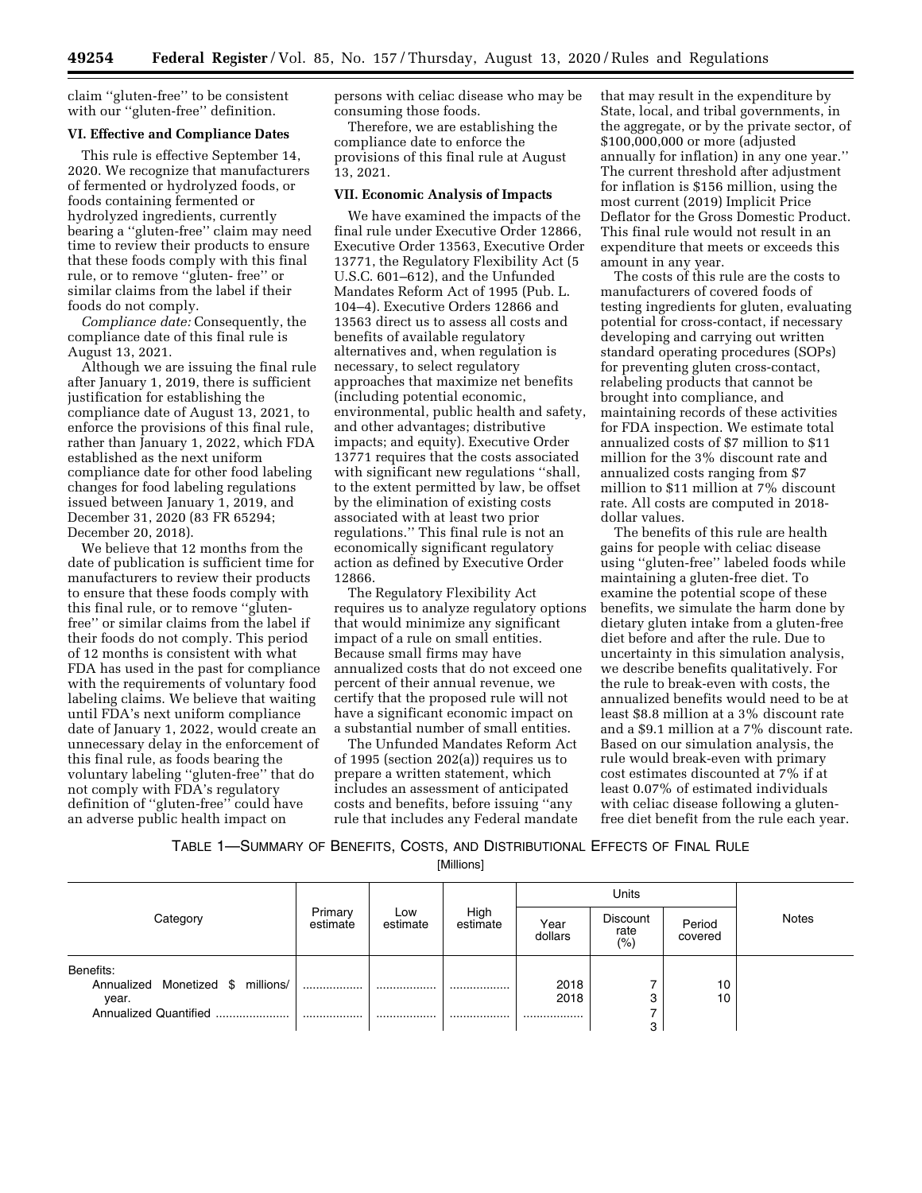claim "gluten-free" to be consistent with our "gluten-free" definition.

### VI. Effective and Compliance Dates

This rule is effective September 14, 2020. We recognize that manufacturers of fermented or hydrolyzed foods, or foods containing fermented or hydrolyzed ingredients, currently bearing a "gluten-free" claim may need time to review their products to ensure that these foods comply with this final rule, or to remove "gluten- free" or similar claims from the label if their foods do not comply.

*Compliance date:* Consequently, the compliance date of this final rule is August 13, 2021.

Although we are issuing the final rule after January 1, 2019, there is sufficient justification for establishing the compliance date of August 13, 2021, to enforce the provisions of this final rule, rather than January 1, 2022, which FDA established as the next uniform compliance date for other food labeling changes for food labeling regulations issued between January 1, 2019, and December 31, 2020 (83 FR 65294; December 20, 2018).

We believe that 12 months from the date of publication is sufficient time for manufacturers to review their products to ensure that these foods comply with this final rule, or to remove "gluten-free" or similar claims from the label if their foods do not comply. This period of 12 months is consistent with what FDA has used in the past for compliance with the requirements of voluntary food labeling claims. We believe that waiting until FDA's next uniform compliance date of January 1, 2022, would create an unnecessary delay in the enforcement of this final rule, as foods bearing the voluntary labeling "gluten-free" that do not comply with FDA's regulatory definition of "gluten-free" could have an adverse public health impact on persons with celiac disease who may be consuming those foods.

Therefore, we are establishing the compliance date to enforce the provisions of this final rule at August 13, 2021.

### VII. Economic Analysis of Impacts

We have examined the impacts of the final rule under Executive Order 12866, Executive Order 13563, Executive Order 13771, the Regulatory Flexibility Act (5 U.S.C. 601–612), and the Unfunded Mandates Reform Act of 1995 (Pub. L. 104–4). Executive Orders 12866 and 13563 direct us to assess all costs and benefits of available regulatory alternatives and, when regulation is necessary, to select regulatory approaches that maximize net benefits (including potential economic, environmental, public health and safety, and other advantages; distributive impacts; and equity). Executive Order 13771 requires that the costs associated with significant new regulations "shall, to the extent permitted by law, be offset by the elimination of existing costs associated with at least two prior regulations." This final rule is not an economically significant regulatory action as defined by Executive Order 12866.

The Regulatory Flexibility Act requires us to analyze regulatory options that would minimize any significant impact of a rule on small entities. Because small firms may have annualized costs that do not exceed one percent of their annual revenue, we certify that the proposed rule will not have a significant economic impact on a substantial number of small entities.

The Unfunded Mandates Reform Act of 1995 (section 202(a)) requires us to prepare a written statement, which includes an assessment of anticipated costs and benefits, before issuing "any rule that includes any Federal mandate that may result in the expenditure by State, local, and tribal governments, in the aggregate, or by the private sector, of $100,000,000 or more (adjusted annually for inflation) in any one year." The current threshold after adjustment for inflation is $156 million, using the most current (2019) Implicit Price Deflator for the Gross Domestic Product. This final rule would not result in an expenditure that meets or exceeds this amount in any year.

The costs of this rule are the costs to manufacturers of covered foods of testing ingredients for gluten, evaluating potential for cross-contact, if necessary developing and carrying out written standard operating procedures (SOPs) for preventing gluten cross-contact, relabeling products that cannot be brought into compliance, and maintaining records of these activities for FDA inspection. We estimate total annualized costs of $7 million to $11 million for the 3% discount rate and annualized costs ranging from $7 million to $11 million at 7% discount rate. All costs are computed in 2018-dollar values.

The benefits of this rule are health gains for people with celiac disease using "gluten-free" labeled foods while maintaining a gluten-free diet. To examine the potential scope of these benefits, we simulate the harm done by dietary gluten intake from a gluten-free diet before and after the rule. Due to uncertainty in this simulation analysis, we describe benefits qualitatively. For the rule to break-even with costs, the annualized benefits would need to be at least $8.8 million at a 3% discount rate and a $9.1 million at a 7% discount rate. Based on our simulation analysis, the rule would break-even with primary cost estimates discounted at 7% if at least 0.07% of estimated individuals with celiac disease following a gluten-free diet benefit from the rule each year.

TABLE 1—SUMMARY OF BENEFITS, COSTS, AND DISTRIBUTIONAL EFFECTS OF FINAL RULE

[Millions]

| Category | Primary estimate | Low estimate | High estimate | Units | | | Notes |
|---|---|---|---|---|---|---|---|
| | | | | Year dollars | Discount rate (%) | Period covered | |
| Benefits: | | | | | | | |
| Annualized Monetized $ millions/year. | .................. | .................. | .................. | 2018<br>2018 | 7<br>3 | 10<br>10 | |
| Annualized Quantified ...................... | .................. | .................. | .................. | .................. | 7<br>3 | | |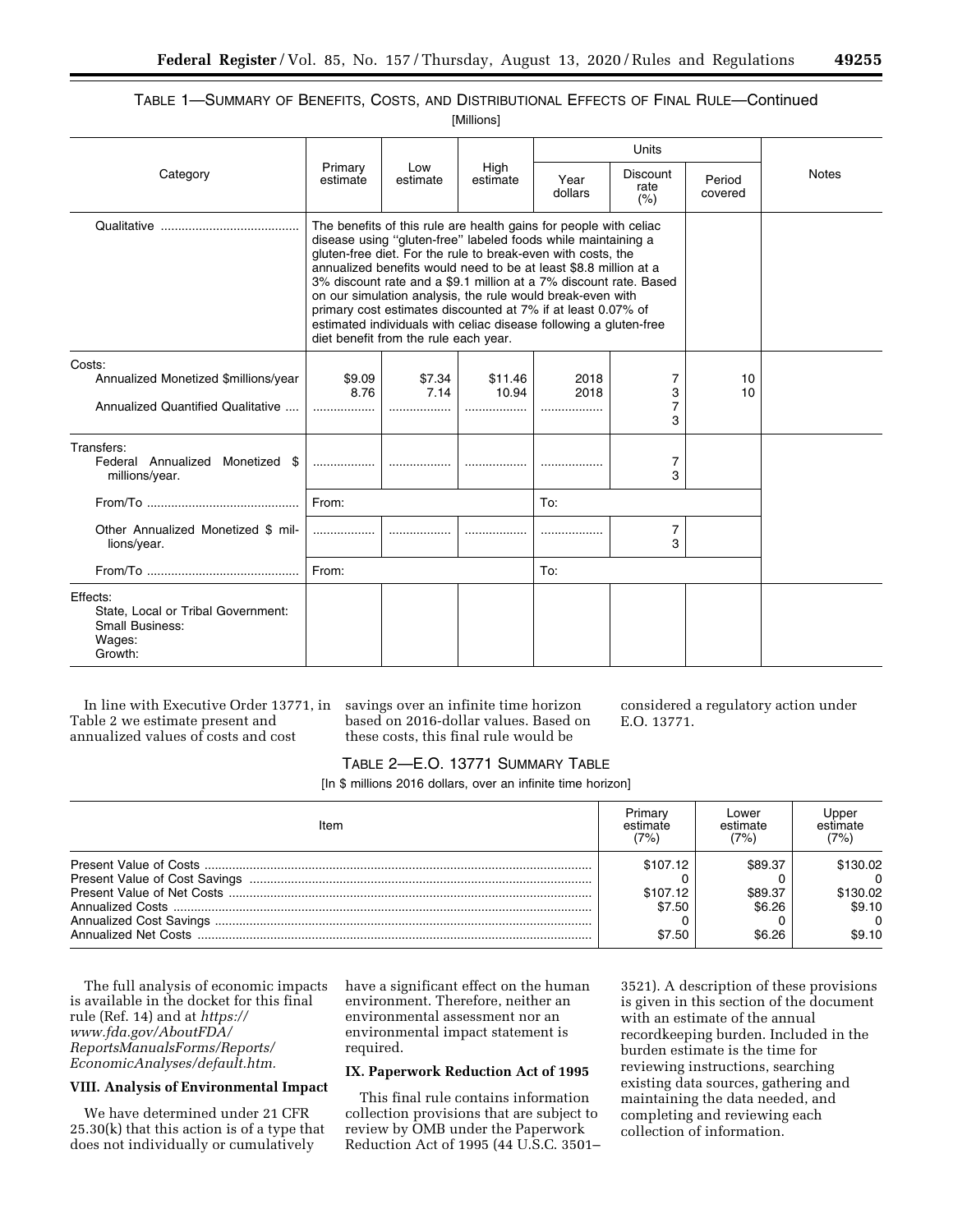### TABLE 1—SUMMARY OF BENEFITS, COSTS, AND DISTRIBUTIONAL EFFECTS OF FINAL RULE—Continued

[Millions]

| Category | Primary estimate | Low estimate | High estimate | Units | | | Notes |
|---|---|---|---|---|---|---|---|
| | | | | Year dollars | Discount rate (%) | Period covered | |
| Qualitative | The benefits of this rule are health gains for people with celiac disease using "gluten-free" labeled foods while maintaining a gluten-free diet. For the rule to break-even with costs, the annualized benefits would need to be at least $8.8 million at a 3% discount rate and a $9.1 million at a 7% discount rate. Based on our simulation analysis, the rule would break-even with primary cost estimates discounted at 7% if at least 0.07% of estimated individuals with celiac disease following a gluten-free diet benefit from the rule each year. | | | | | | |
| Costs: | | | | | | | |
| Annualized Monetized $millions/year | $9.09 | $7.34 | $11.46 | 2018 | 7 | 10 | |
| | 8.76 | 7.14 | 10.94 | 2018 | 3 | 10 | |
| Annualized Quantified Qualitative | .................. | .................. | .................. | .................. | 7 | | |
| | | | | | 3 | | |
| Transfers: | | | | | | | |
| Federal Annualized Monetized $ millions/year. | .................. | .................. | .................. | .................. | 7 | | |
| | | | | | 3 | | |
| From/To | From: | | | To: | | | |
| Other Annualized Monetized $ millions/year. | .................. | .................. | .................. | .................. | 7 | | |
| | | | | | 3 | | |
| From/To | From: | | | To: | | | |
| Effects: State, Local or Tribal Government: Small Business: Wages: Growth: | | | | | | | |

In line with Executive Order 13771, in Table 2 we estimate present and annualized values of costs and cost savings over an infinite time horizon based on 2016-dollar values. Based on these costs, this final rule would be considered a regulatory action under E.O. 13771.

### TABLE 2—E.O. 13771 SUMMARY TABLE

[In $ millions 2016 dollars, over an infinite time horizon]

| Item | Primary estimate (7%) | Lower estimate (7%) | Upper estimate (7%) |
|---|---|---|---|
| Present Value of Costs | $107.12 | $89.37 | $130.02 |
| Present Value of Cost Savings | 0 | 0 | 0 |
| Present Value of Net Costs | $107.12 | $89.37 | $130.02 |
| Annualized Costs | $7.50 | $6.26 | $9.10 |
| Annualized Cost Savings | 0 | 0 | 0 |
| Annualized Net Costs | $7.50 | $6.26 | $9.10 |

The full analysis of economic impacts is available in the docket for this final rule (Ref. 14) and at *https://www.fda.gov/AboutFDA/ReportsManualsForms/Reports/EconomicAnalyses/default.htm.*

## VIII. Analysis of Environmental Impact

We have determined under 21 CFR 25.30(k) that this action is of a type that does not individually or cumulatively have a significant effect on the human environment. Therefore, neither an environmental assessment nor an environmental impact statement is required.

## IX. Paperwork Reduction Act of 1995

This final rule contains information collection provisions that are subject to review by OMB under the Paperwork Reduction Act of 1995 (44 U.S.C. 3501–3521). A description of these provisions is given in this section of the document with an estimate of the annual recordkeeping burden. Included in the burden estimate is the time for reviewing instructions, searching existing data sources, gathering and maintaining the data needed, and completing and reviewing each collection of information.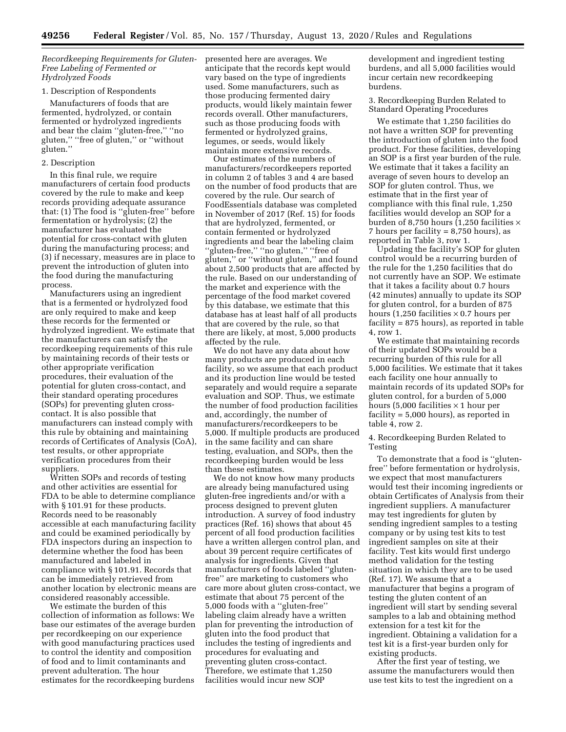*Recordkeeping Requirements for Gluten-Free Labeling of Fermented or Hydrolyzed Foods*

1. Description of Respondents

Manufacturers of foods that are fermented, hydrolyzed, or contain fermented or hydrolyzed ingredients and bear the claim ''gluten-free,'' ''no gluten,'' ''free of gluten,'' or ''without gluten.''

2. Description

In this final rule, we require manufacturers of certain food products covered by the rule to make and keep records providing adequate assurance that: (1) The food is ''gluten-free'' before fermentation or hydrolysis; (2) the manufacturer has evaluated the potential for cross-contact with gluten during the manufacturing process; and (3) if necessary, measures are in place to prevent the introduction of gluten into the food during the manufacturing process.

Manufacturers using an ingredient that is a fermented or hydrolyzed food are only required to make and keep these records for the fermented or hydrolyzed ingredient. We estimate that the manufacturers can satisfy the recordkeeping requirements of this rule by maintaining records of their tests or other appropriate verification procedures, their evaluation of the potential for gluten cross-contact, and their standard operating procedures (SOPs) for preventing gluten cross-contact. It is also possible that manufacturers can instead comply with this rule by obtaining and maintaining records of Certificates of Analysis (CoA), test results, or other appropriate verification procedures from their suppliers.

Written SOPs and records of testing and other activities are essential for FDA to be able to determine compliance with § 101.91 for these products. Records need to be reasonably accessible at each manufacturing facility and could be examined periodically by FDA inspectors during an inspection to determine whether the food has been manufactured and labeled in compliance with § 101.91. Records that can be immediately retrieved from another location by electronic means are considered reasonably accessible.

We estimate the burden of this collection of information as follows: We base our estimates of the average burden per recordkeeping on our experience with good manufacturing practices used to control the identity and composition of food and to limit contaminants and prevent adulteration. The hour estimates for the recordkeeping burdens presented here are averages. We anticipate that the records kept would vary based on the type of ingredients used. Some manufacturers, such as those producing fermented dairy products, would likely maintain fewer records overall. Other manufacturers, such as those producing foods with fermented or hydrolyzed grains, legumes, or seeds, would likely maintain more extensive records.

Our estimates of the numbers of manufacturers/recordkeepers reported in column 2 of tables 3 and 4 are based on the number of food products that are covered by the rule. Our search of FoodEssentials database was completed in November of 2017 (Ref. 15) for foods that are hydrolyzed, fermented, or contain fermented or hydrolyzed ingredients and bear the labeling claim ''gluten-free,'' ''no gluten,'' ''free of gluten,'' or ''without gluten,'' and found about 2,500 products that are affected by the rule. Based on our understanding of the market and experience with the percentage of the food market covered by this database, we estimate that this database has at least half of all products that are covered by the rule, so that there are likely, at most, 5,000 products affected by the rule.

We do not have any data about how many products are produced in each facility, so we assume that each product and its production line would be tested separately and would require a separate evaluation and SOP. Thus, we estimate the number of food production facilities and, accordingly, the number of manufacturers/recordkeepers to be 5,000. If multiple products are produced in the same facility and can share testing, evaluation, and SOPs, then the recordkeeping burden would be less than these estimates.

We do not know how many products are already being manufactured using gluten-free ingredients and/or with a process designed to prevent gluten introduction. A survey of food industry practices (Ref. 16) shows that about 45 percent of all food production facilities have a written allergen control plan, and about 39 percent require certificates of analysis for ingredients. Given that manufacturers of foods labeled ''gluten-free'' are marketing to customers who care more about gluten cross-contact, we estimate that about 75 percent of the 5,000 foods with a ''gluten-free'' labeling claim already have a written plan for preventing the introduction of gluten into the food product that includes the testing of ingredients and procedures for evaluating and preventing gluten cross-contact. Therefore, we estimate that 1,250 facilities would incur new SOP development and ingredient testing burdens, and all 5,000 facilities would incur certain new recordkeeping burdens.

3. Recordkeeping Burden Related to Standard Operating Procedures

We estimate that 1,250 facilities do not have a written SOP for preventing the introduction of gluten into the food product. For these facilities, developing an SOP is a first year burden of the rule. We estimate that it takes a facility an average of seven hours to develop an SOP for gluten control. Thus, we estimate that in the first year of compliance with this final rule, 1,250 facilities would develop an SOP for a burden of 8,750 hours (1,250 facilities × 7 hours per facility = 8,750 hours), as reported in Table 3, row 1.

Updating the facility's SOP for gluten control would be a recurring burden of the rule for the 1,250 facilities that do not currently have an SOP. We estimate that it takes a facility about 0.7 hours (42 minutes) annually to update its SOP for gluten control, for a burden of 875 hours (1,250 facilities × 0.7 hours per facility = 875 hours), as reported in table 4, row 1.

We estimate that maintaining records of their updated SOPs would be a recurring burden of this rule for all 5,000 facilities. We estimate that it takes each facility one hour annually to maintain records of its updated SOPs for gluten control, for a burden of 5,000 hours (5,000 facilities × 1 hour per facility = 5,000 hours), as reported in table 4, row 2.

4. Recordkeeping Burden Related to Testing

To demonstrate that a food is ''gluten-free'' before fermentation or hydrolysis, we expect that most manufacturers would test their incoming ingredients or obtain Certificates of Analysis from their ingredient suppliers. A manufacturer may test ingredients for gluten by sending ingredient samples to a testing company or by using test kits to test ingredient samples on site at their facility. Test kits would first undergo method validation for the testing situation in which they are to be used (Ref. 17). We assume that a manufacturer that begins a program of testing the gluten content of an ingredient will start by sending several samples to a lab and obtaining method extension for a test kit for the ingredient. Obtaining a validation for a test kit is a first-year burden only for existing products.

After the first year of testing, we assume the manufacturers would then use test kits to test the ingredient on a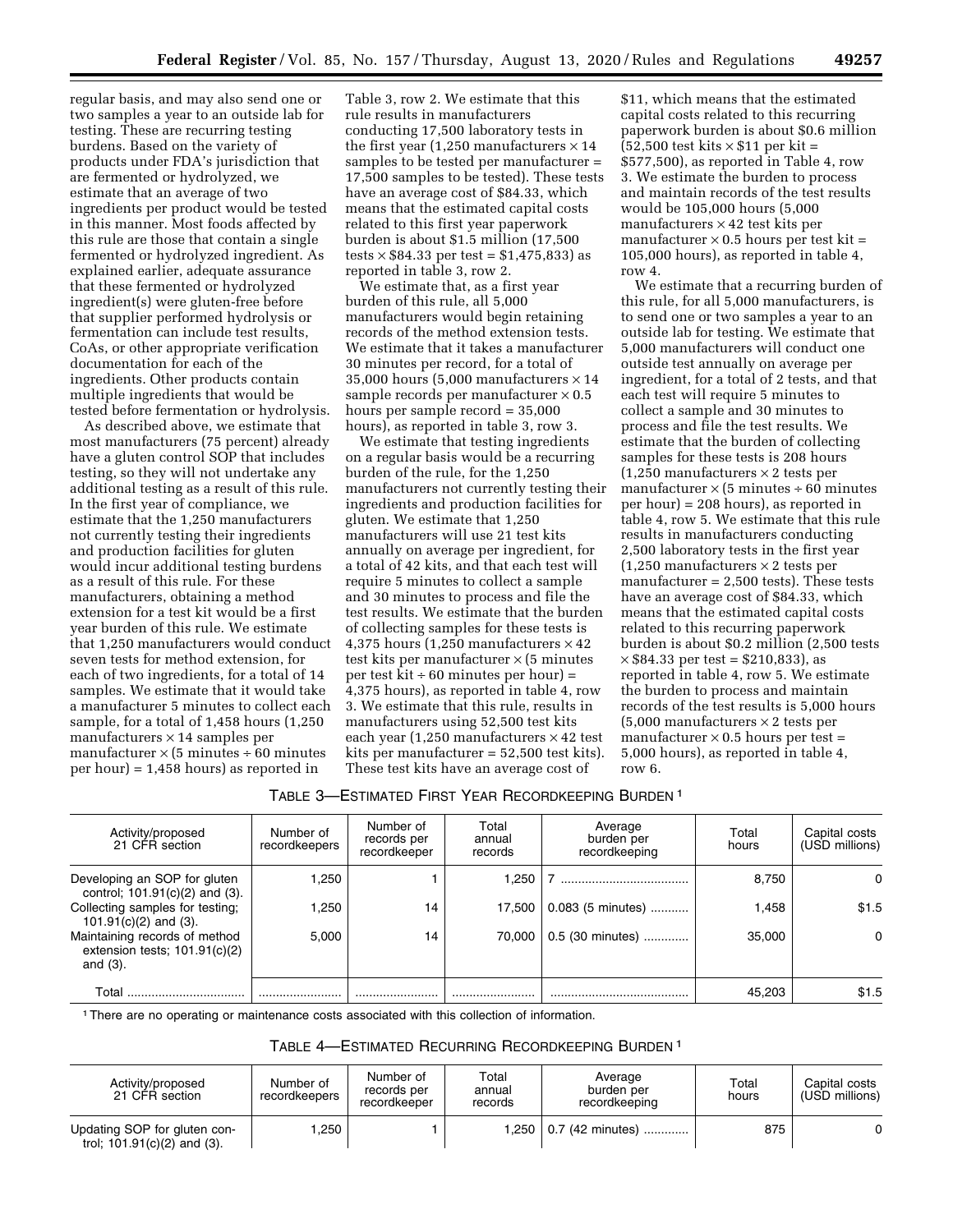regular basis, and may also send one or two samples a year to an outside lab for testing. These are recurring testing burdens. Based on the variety of products under FDA's jurisdiction that are fermented or hydrolyzed, we estimate that an average of two ingredients per product would be tested in this manner. Most foods affected by this rule are those that contain a single fermented or hydrolyzed ingredient. As explained earlier, adequate assurance that these fermented or hydrolyzed ingredient(s) were gluten-free before that supplier performed hydrolysis or fermentation can include test results, CoAs, or other appropriate verification documentation for each of the ingredients. Other products contain multiple ingredients that would be tested before fermentation or hydrolysis.

As described above, we estimate that most manufacturers (75 percent) already have a gluten control SOP that includes testing, so they will not undertake any additional testing as a result of this rule. In the first year of compliance, we estimate that the 1,250 manufacturers not currently testing their ingredients and production facilities for gluten would incur additional testing burdens as a result of this rule. For these manufacturers, obtaining a method extension for a test kit would be a first year burden of this rule. We estimate that 1,250 manufacturers would conduct seven tests for method extension, for each of two ingredients, for a total of 14 samples. We estimate that it would take a manufacturer 5 minutes to collect each sample, for a total of 1,458 hours (1,250 manufacturers × 14 samples per manufacturer × (5 minutes ÷ 60 minutes per hour) = 1,458 hours) as reported in Table 3, row 2. We estimate that this rule results in manufacturers conducting 17,500 laboratory tests in the first year (1,250 manufacturers × 14 samples to be tested per manufacturer = 17,500 samples to be tested). These tests have an average cost of $84.33, which means that the estimated capital costs related to this first year paperwork burden is about $1.5 million (17,500 tests × $84.33 per test = $1,475,833) as reported in table 3, row 2.

We estimate that, as a first year burden of this rule, all 5,000 manufacturers would begin retaining records of the method extension tests. We estimate that it takes a manufacturer 30 minutes per record, for a total of 35,000 hours (5,000 manufacturers × 14 sample records per manufacturer × 0.5 hours per sample record = 35,000 hours), as reported in table 3, row 3.

We estimate that testing ingredients on a regular basis would be a recurring burden of the rule, for the 1,250 manufacturers not currently testing their ingredients and production facilities for gluten. We estimate that 1,250 manufacturers will use 21 test kits annually on average per ingredient, for a total of 42 kits, and that each test will require 5 minutes to collect a sample and 30 minutes to process and file the test results. We estimate that the burden of collecting samples for these tests is 4,375 hours (1,250 manufacturers × 42 test kits per manufacturer × (5 minutes per test kit ÷ 60 minutes per hour) = 4,375 hours), as reported in table 4, row 3. We estimate that this rule, results in manufacturers using 52,500 test kits each year (1,250 manufacturers × 42 test kits per manufacturer = 52,500 test kits). These test kits have an average cost of $11, which means that the estimated capital costs related to this recurring paperwork burden is about $0.6 million (52,500 test kits × $11 per kit = $577,500), as reported in Table 4, row 3. We estimate the burden to process and maintain records of the test results would be 105,000 hours (5,000 manufacturers × 42 test kits per manufacturer × 0.5 hours per test kit = 105,000 hours), as reported in table 4, row 4.

We estimate that a recurring burden of this rule, for all 5,000 manufacturers, is to send one or two samples a year to an outside lab for testing. We estimate that 5,000 manufacturers will conduct one outside test annually on average per ingredient, for a total of 2 tests, and that each test will require 5 minutes to collect a sample and 30 minutes to process and file the test results. We estimate that the burden of collecting samples for these tests is 208 hours (1,250 manufacturers × 2 tests per manufacturer × (5 minutes ÷ 60 minutes per hour) = 208 hours), as reported in table 4, row 5. We estimate that this rule results in manufacturers conducting 2,500 laboratory tests in the first year (1,250 manufacturers × 2 tests per manufacturer = 2,500 tests). These tests have an average cost of $84.33, which means that the estimated capital costs related to this recurring paperwork burden is about $0.2 million (2,500 tests × $84.33 per test = $210,833), as reported in table 4, row 5. We estimate the burden to process and maintain records of the test results is 5,000 hours (5,000 manufacturers × 2 tests per manufacturer × 0.5 hours per test = 5,000 hours), as reported in table 4, row 6.

TABLE 3—ESTIMATED FIRST YEAR RECORDKEEPING BURDEN [1]

| Activity/proposed 21 CFR section | Number of recordkeepers | Number of records per recordkeeper | Total annual records | Average burden per recordkeeping | Total hours | Capital costs (USD millions) |
|---|---|---|---|---|---|---|
| Developing an SOP for gluten control; 101.91(c)(2) and (3). | 1,250 | 1 | 1,250 | 7 | 8,750 | 0 |
| Collecting samples for testing; 101.91(c)(2) and (3). | 1,250 | 14 | 17,500 | 0.083 (5 minutes) | 1,458 | $1.5 |
| Maintaining records of method extension tests; 101.91(c)(2) and (3). | 5,000 | 14 | 70,000 | 0.5 (30 minutes) | 35,000 | 0 |
| Total | | | | | 45,203 | $1.5 |

[1] There are no operating or maintenance costs associated with this collection of information.

TABLE 4—ESTIMATED RECURRING RECORDKEEPING BURDEN [1]

| Activity/proposed 21 CFR section | Number of recordkeepers | Number of records per recordkeeper | Total annual records | Average burden per recordkeeping | Total hours | Capital costs (USD millions) |
|---|---|---|---|---|---|---|
| Updating SOP for gluten control; 101.91(c)(2) and (3). | 1,250 | 1 | 1,250 | 0.7 (42 minutes) | 875 | 0 |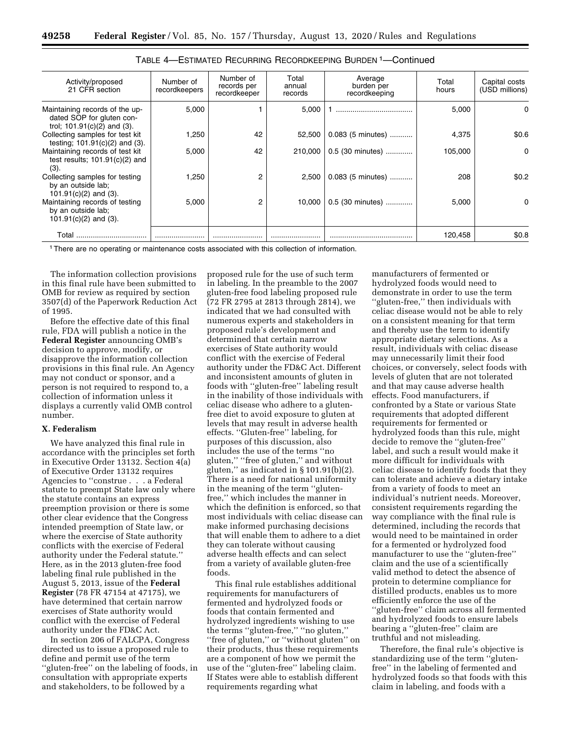TABLE 4—ESTIMATED RECURRING RECORDKEEPING BURDEN [1]—Continued

| Activity/proposed 21 CFR section | Number of recordkeepers | Number of records per recordkeeper | Total annual records | Average burden per recordkeeping | Total hours | Capital costs (USD millions) |
|---|---|---|---|---|---|---|
| Maintaining records of the updated SOP for gluten control; 101.91(c)(2) and (3). | 5,000 | 1 | 5,000 | 1 | 5,000 | 0 |
| Collecting samples for test kit testing; 101.91(c)(2) and (3). | 1,250 | 42 | 52,500 | 0.083 (5 minutes) | 4,375 | $0.6 |
| Maintaining records of test kit test results; 101.91(c)(2) and (3). | 5,000 | 42 | 210,000 | 0.5 (30 minutes) | 105,000 | 0 |
| Collecting samples for testing by an outside lab; 101.91(c)(2) and (3). | 1,250 | 2 | 2,500 | 0.083 (5 minutes) | 208 | $0.2 |
| Maintaining records of testing by an outside lab; 101.91(c)(2) and (3). | 5,000 | 2 | 10,000 | 0.5 (30 minutes) | 5,000 | 0 |
| Total | | | | | 120,458 | $0.8 |

[1] There are no operating or maintenance costs associated with this collection of information.

The information collection provisions in this final rule have been submitted to OMB for review as required by section 3507(d) of the Paperwork Reduction Act of 1995.

Before the effective date of this final rule, FDA will publish a notice in the **Federal Register** announcing OMB's decision to approve, modify, or disapprove the information collection provisions in this final rule. An Agency may not conduct or sponsor, and a person is not required to respond to, a collection of information unless it displays a currently valid OMB control number.

## X. Federalism

We have analyzed this final rule in accordance with the principles set forth in Executive Order 13132. Section 4(a) of Executive Order 13132 requires Agencies to "construe . . . a Federal statute to preempt State law only where the statute contains an express preemption provision or there is some other clear evidence that the Congress intended preemption of State law, or where the exercise of State authority conflicts with the exercise of Federal authority under the Federal statute." Here, as in the 2013 gluten-free food labeling final rule published in the August 5, 2013, issue of the **Federal Register** (78 FR 47154 at 47175), we have determined that certain narrow exercises of State authority would conflict with the exercise of Federal authority under the FD&C Act.

In section 206 of FALCPA, Congress directed us to issue a proposed rule to define and permit use of the term "gluten-free" on the labeling of foods, in consultation with appropriate experts and stakeholders, to be followed by a proposed rule for the use of such term in labeling. In the preamble to the 2007 gluten-free food labeling proposed rule (72 FR 2795 at 2813 through 2814), we indicated that we had consulted with numerous experts and stakeholders in proposed rule's development and determined that certain narrow exercises of State authority would conflict with the exercise of Federal authority under the FD&C Act. Different and inconsistent amounts of gluten in foods with "gluten-free" labeling result in the inability of those individuals with celiac disease who adhere to a gluten-free diet to avoid exposure to gluten at levels that may result in adverse health effects. "Gluten-free" labeling, for purposes of this discussion, also includes the use of the terms "no gluten," "free of gluten," and without gluten," as indicated in § 101.91(b)(2). There is a need for national uniformity in the meaning of the term "gluten-free," which includes the manner in which the definition is enforced, so that most individuals with celiac disease can make informed purchasing decisions that will enable them to adhere to a diet they can tolerate without causing adverse health effects and can select from a variety of available gluten-free foods.

This final rule establishes additional requirements for manufacturers of fermented and hydrolyzed foods or foods that contain fermented and hydrolyzed ingredients wishing to use the terms "gluten-free," "no gluten," "free of gluten," or "without gluten" on their products, thus these requirements are a component of how we permit the use of the "gluten-free" labeling claim. If States were able to establish different requirements regarding what manufacturers of fermented or hydrolyzed foods would need to demonstrate in order to use the term "gluten-free," then individuals with celiac disease would not be able to rely on a consistent meaning for that term and thereby use the term to identify appropriate dietary selections. As a result, individuals with celiac disease may unnecessarily limit their food choices, or conversely, select foods with levels of gluten that are not tolerated and that may cause adverse health effects. Food manufacturers, if confronted by a State or various State requirements that adopted different requirements for fermented or hydrolyzed foods than this rule, might decide to remove the "gluten-free" label, and such a result would make it more difficult for individuals with celiac disease to identify foods that they can tolerate and achieve a dietary intake from a variety of foods to meet an individual's nutrient needs. Moreover, consistent requirements regarding the way compliance with the final rule is determined, including the records that would need to be maintained in order for a fermented or hydrolyzed food manufacturer to use the "gluten-free" claim and the use of a scientifically valid method to detect the absence of protein to determine compliance for distilled products, enables us to more efficiently enforce the use of the "gluten-free" claim across all fermented and hydrolyzed foods to ensure labels bearing a "gluten-free" claim are truthful and not misleading.

Therefore, the final rule's objective is standardizing use of the term "gluten-free" in the labeling of fermented and hydrolyzed foods so that foods with this claim in labeling, and foods with a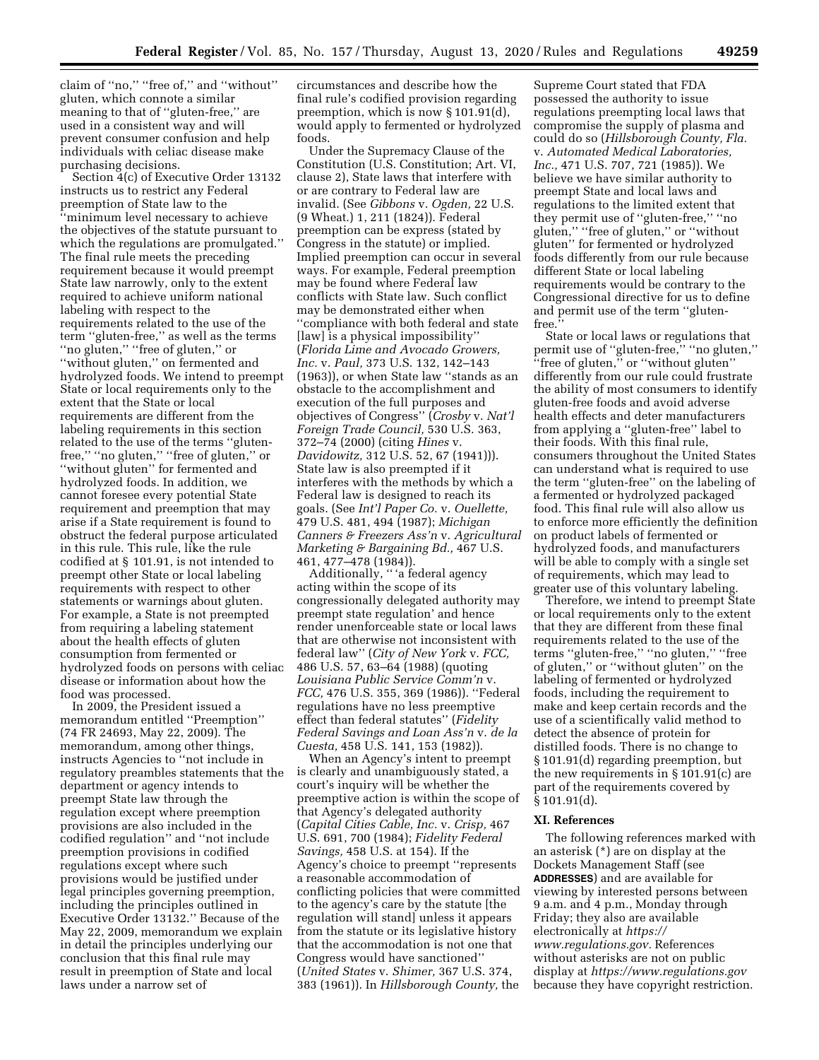claim of "no," "free of," and "without" gluten, which connote a similar meaning to that of "gluten-free," are used in a consistent way and will prevent consumer confusion and help individuals with celiac disease make purchasing decisions.

Section 4(c) of Executive Order 13132 instructs us to restrict any Federal preemption of State law to the "minimum level necessary to achieve the objectives of the statute pursuant to which the regulations are promulgated." The final rule meets the preceding requirement because it would preempt State law narrowly, only to the extent required to achieve uniform national labeling with respect to the requirements related to the use of the term "gluten-free," as well as the terms "no gluten," "free of gluten," or "without gluten," on fermented and hydrolyzed foods. We intend to preempt State or local requirements only to the extent that the State or local requirements are different from the labeling requirements in this section related to the use of the terms "gluten-free," "no gluten," "free of gluten," or "without gluten" for fermented and hydrolyzed foods. In addition, we cannot foresee every potential State requirement and preemption that may arise if a State requirement is found to obstruct the federal purpose articulated in this rule. This rule, like the rule codified at § 101.91, is not intended to preempt other State or local labeling requirements with respect to other statements or warnings about gluten. For example, a State is not preempted from requiring a labeling statement about the health effects of gluten consumption from fermented or hydrolyzed foods on persons with celiac disease or information about how the food was processed.

In 2009, the President issued a memorandum entitled "Preemption" (74 FR 24693, May 22, 2009). The memorandum, among other things, instructs Agencies to "not include in regulatory preambles statements that the department or agency intends to preempt State law through the regulation except where preemption provisions are also included in the codified regulation" and "not include preemption provisions in codified regulations except where such provisions would be justified under legal principles governing preemption, including the principles outlined in Executive Order 13132." Because of the May 22, 2009, memorandum we explain in detail the principles underlying our conclusion that this final rule may result in preemption of State and local laws under a narrow set of circumstances and describe how the final rule's codified provision regarding preemption, which is now § 101.91(d), would apply to fermented or hydrolyzed foods.

Under the Supremacy Clause of the Constitution (U.S. Constitution; Art. VI, clause 2), State laws that interfere with or are contrary to Federal law are invalid. (See *Gibbons* v. *Ogden,* 22 U.S. (9 Wheat.) 1, 211 (1824)). Federal preemption can be express (stated by Congress in the statute) or implied. Implied preemption can occur in several ways. For example, Federal preemption may be found where Federal law conflicts with State law. Such conflict may be demonstrated either when "compliance with both federal and state [law] is a physical impossibility" (*Florida Lime and Avocado Growers, Inc.* v. *Paul,* 373 U.S. 132, 142–143 (1963)), or when State law "stands as an obstacle to the accomplishment and execution of the full purposes and objectives of Congress" (*Crosby* v. *Nat'l Foreign Trade Council,* 530 U.S. 363, 372–74 (2000) (citing *Hines* v. *Davidowitz,* 312 U.S. 52, 67 (1941))). State law is also preempted if it interferes with the methods by which a Federal law is designed to reach its goals. (See *Int'l Paper Co.* v. *Ouellette,* 479 U.S. 481, 494 (1987); *Michigan Canners & Freezers Ass'n* v. *Agricultural Marketing & Bargaining Bd.,* 467 U.S. 461, 477–478 (1984)).

Additionally, " 'a federal agency acting within the scope of its congressionally delegated authority may preempt state regulation' and hence render unenforceable state or local laws that are otherwise not inconsistent with federal law" (*City of New York* v. *FCC,* 486 U.S. 57, 63–64 (1988) (quoting *Louisiana Public Service Comm'n* v. *FCC,* 476 U.S. 355, 369 (1986)). "Federal regulations have no less preemptive effect than federal statutes" (*Fidelity Federal Savings and Loan Ass'n* v. *de la Cuesta,* 458 U.S. 141, 153 (1982)).

When an Agency's intent to preempt is clearly and unambiguously stated, a court's inquiry will be whether the preemptive action is within the scope of that Agency's delegated authority (*Capital Cities Cable, Inc.* v. *Crisp,* 467 U.S. 691, 700 (1984); *Fidelity Federal Savings,* 458 U.S. at 154). If the Agency's choice to preempt "represents a reasonable accommodation of conflicting policies that were committed to the agency's care by the statute [the regulation will stand] unless it appears from the statute or its legislative history that the accommodation is not one that Congress would have sanctioned" (*United States* v. *Shimer,* 367 U.S. 374, 383 (1961)). In *Hillsborough County,* the Supreme Court stated that FDA possessed the authority to issue regulations preempting local laws that compromise the supply of plasma and could do so (*Hillsborough County, Fla.* v. *Automated Medical Laboratories, Inc.,* 471 U.S. 707, 721 (1985)). We believe we have similar authority to preempt State and local laws and regulations to the limited extent that they permit use of "gluten-free," "no gluten," "free of gluten," or "without gluten" for fermented or hydrolyzed foods differently from our rule because different State or local labeling requirements would be contrary to the Congressional directive for us to define and permit use of the term "gluten-free."

State or local laws or regulations that permit use of "gluten-free," "no gluten," "free of gluten," or "without gluten" differently from our rule could frustrate the ability of most consumers to identify gluten-free foods and avoid adverse health effects and deter manufacturers from applying a "gluten-free" label to their foods. With this final rule, consumers throughout the United States can understand what is required to use the term "gluten-free" on the labeling of a fermented or hydrolyzed packaged food. This final rule will also allow us to enforce more efficiently the definition on product labels of fermented or hydrolyzed foods, and manufacturers will be able to comply with a single set of requirements, which may lead to greater use of this voluntary labeling.

Therefore, we intend to preempt State or local requirements only to the extent that they are different from these final requirements related to the use of the terms "gluten-free," "no gluten," "free of gluten," or "without gluten" on the labeling of fermented or hydrolyzed foods, including the requirement to make and keep certain records and the use of a scientifically valid method to detect the absence of protein for distilled foods. There is no change to § 101.91(d) regarding preemption, but the new requirements in § 101.91(c) are part of the requirements covered by § 101.91(d).

## XI. References

The following references marked with an asterisk (*) are on display at the Dockets Management Staff (see **ADDRESSES**) and are available for viewing by interested persons between 9 a.m. and 4 p.m., Monday through Friday; they also are available electronically at *https://www.regulations.gov.* References without asterisks are not on public display at *https://www.regulations.gov* because they have copyright restriction.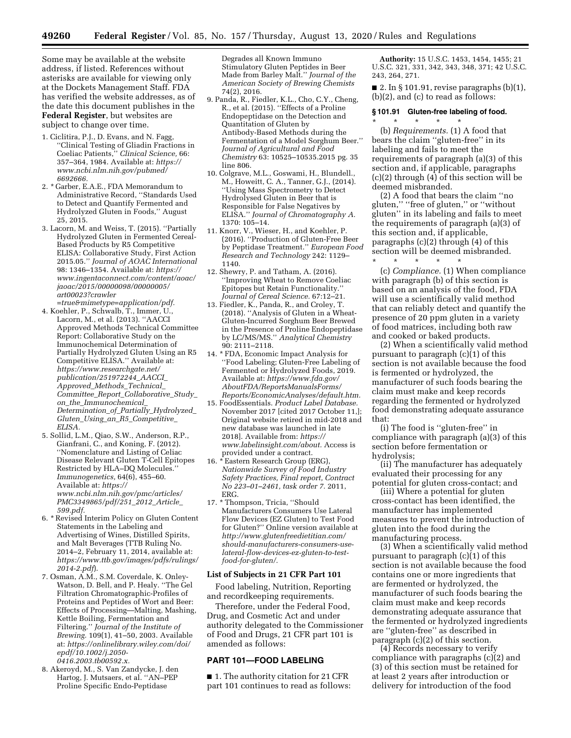Some may be available at the website address, if listed. References without asterisks are available for viewing only at the Dockets Management Staff. FDA has verified the website addresses, as of the date this document publishes in the **Federal Register**, but websites are subject to change over time.

1. Ciclitira, P.J., D. Evans, and N. Fagg, ''Clinical Testing of Gliadin Fractions in Coeliac Patients,'' *Clinical Science,* 66: 357–364, 1984. Available at: *https://www.ncbi.nlm.nih.gov/pubmed/6692666.*
2. * Garber, E.A.E., FDA Memorandum to Administrative Record, ''Standards Used to Detect and Quantify Fermented and Hydrolyzed Gluten in Foods,'' August 25, 2015.
3. Lacorn, M. and Weiss, T. (2015). ''Partially Hydrolyzed Gluten in Fermented Cereal-Based Products by R5 Competitive ELISA: Collaborative Study, First Action 2015.05.'' *Journal of AOAC International* 98: 1346–1354. Available at: *https://www.ingentaconnect.com/content/aoac/jaoac/2015/00000098/00000005/art00023?crawler=true&mimetype=application/pdf.*
4. Koehler, P., Schwalb, T., Immer, U., Lacorn, M., et al. (2013). ''AACCI Approved Methods Technical Committee Report: Collaborative Study on the Immunochemical Determination of Partially Hydrolyzed Gluten Using an R5 Competitive ELISA.'' Available at: *https://www.researchgate.net/publication/251972244_AACCI_Approved_Methods_Technical_Committee_Report_Collaborative_Study_on_the_Immunochemical_Determination_of_Partially_Hydrolyzed_Gluten_Using_an_R5_Competitive_ELISA.*
5. Sollid, L.M., Qiao, S.W., Anderson, R.P., Gianfrani, C., and Koning, F. (2012). ''Nomenclature and Listing of Celiac Disease Relevant Gluten T-Cell Epitopes Restricted by HLA–DQ Molecules.'' *Immunogenetics,* 64(6), 455–60. Available at: *https://www.ncbi.nlm.nih.gov/pmc/articles/PMC3349865/pdf/251_2012_Article_599.pdf.*
6. * Revised Interim Policy on Gluten Content Statements in the Labeling and Advertising of Wines, Distilled Spirits, and Malt Beverages (TTB Ruling No. 2014–2, February 11, 2014, available at: *https://www.ttb.gov/images/pdfs/rulings/2014-2.pdf*).
7. Osman, A.M., S.M. Coverdale, K. Onley-Watson, D. Bell, and P. Healy. ''The Gel Filtration Chromatographic-Profiles of Proteins and Peptides of Wort and Beer: Effects of Processing—Malting, Mashing, Kettle Boiling, Fermentation and Filtering.'' *Journal of the Institute of Brewing.* 109(1), 41–50, 2003. Available at: *https://onlinelibrary.wiley.com/doi/epdf/10.1002/j.2050-0416.2003.tb00592.x.*
8. Akeroyd, M., S. Van Zandycke, J. den Hartog, J. Mutsaers, et al. ''AN–PEP Proline Specific Endo-Peptidase Degrades all Known Immuno Stimulatory Gluten Peptides in Beer Made from Barley Malt.'' *Journal of the American Society of Brewing Chemists* 74(2), 2016.
9. Panda, R., Fiedler, K.L., Cho, C.Y., Cheng, R., et al. (2015). ''Effects of a Proline Endopeptidase on the Detection and Quantitation of Gluten by Antibody-Based Methods during the Fermentation of a Model Sorghum Beer.'' *Journal of Agricultural and Food Chemistry* 63: 10525–10535.2015 pg. 35 line 806.
10. Colgrave, M.L., Goswami, H., Blundell., M., Howeitt, C. A., Tanner, G.J., (2014). ''Using Mass Spectrometry to Detect Hydrolysed Gluten in Beer that is Responsible for False Negatives by ELISA.'' *Journal of Chromatography A.* 1370: 105–14.
11. Knorr, V., Wieser, H., and Koehler, P. (2016). ''Production of Gluten-Free Beer by Peptidase Treatment.'' *European Food Research and Technology* 242: 1129–1140.
12. Shewry, P. and Tatham, A. (2016). ''Improving Wheat to Remove Coeliac Epitopes but Retain Functionality.'' *Journal of Cereal Science.* 67:12–21.
13. Fiedler, K., Panda, R., and Croley, T. (2018). ''Analysis of Gluten in a Wheat-Gluten-Incurred Sorghum Beer Brewed in the Presence of Proline Endopeptidase by LC/MS/MS.'' *Analytical Chemistry* 90: 2111–2118.
14. * FDA, Economic Impact Analysis for ''Food Labeling; Gluten-Free Labeling of Fermented or Hydrolyzed Foods, 2019. Available at: *https://www.fda.gov/AboutFDA/ReportsManualsForms/Reports/EconomicAnalyses/default.htm.*
15. FoodEssentials. *Product Label Database.* November 2017 [cited 2017 October 11,]; Original website retired in mid-2018 and new database was launched in late 2018]. Available from: *https://www.labelinsight.com/about.* Access is provided under a contract.
16. * Eastern Research Group (ERG), *Nationwide Survey of Food Industry Safety Practices, Final report, Contract No 223–01–2461, task order 7.* 2011, ERG.
17. * Thompson, Tricia, ''Should Manufacturers Consumers Use Lateral Flow Devices (EZ Gluten) to Test Food for Gluten?'' Online version available at *http://www.glutenfreedietitian.com/should-manufacturers-consumers-use-lateral-flow-devices-ez-gluten-to-test-food-for-gluten/.*

## List of Subjects in 21 CFR Part 101

Food labeling, Nutrition, Reporting and recordkeeping requirements.

Therefore, under the Federal Food, Drug, and Cosmetic Act and under authority delegated to the Commissioner of Food and Drugs, 21 CFR part 101 is amended as follows:

## PART 101—FOOD LABELING

■ 1. The authority citation for 21 CFR part 101 continues to read as follows:

**Authority:** 15 U.S.C. 1453, 1454, 1455; 21 U.S.C. 321, 331, 342, 343, 348, 371; 42 U.S.C. 243, 264, 271.

■ 2. In § 101.91, revise paragraphs (b)(1), (b)(2), and (c) to read as follows:

### § 101.91 Gluten-free labeling of food.

\* \* \* \* \*

(b) *Requirements.* (1) A food that bears the claim ''gluten-free'' in its labeling and fails to meet the requirements of paragraph (a)(3) of this section and, if applicable, paragraphs (c)(2) through (4) of this section will be deemed misbranded.

(2) A food that bears the claim ''no gluten,'' ''free of gluten,'' or ''without gluten'' in its labeling and fails to meet the requirements of paragraph (a)(3) of this section and, if applicable, paragraphs (c)(2) through (4) of this section will be deemed misbranded.

\* \* \* \* \*

(c) *Compliance.* (1) When compliance with paragraph (b) of this section is based on an analysis of the food, FDA will use a scientifically valid method that can reliably detect and quantify the presence of 20 ppm gluten in a variety of food matrices, including both raw and cooked or baked products.

(2) When a scientifically valid method pursuant to paragraph (c)(1) of this section is not available because the food is fermented or hydrolyzed, the manufacturer of such foods bearing the claim must make and keep records regarding the fermented or hydrolyzed food demonstrating adequate assurance that:

(i) The food is ''gluten-free'' in compliance with paragraph (a)(3) of this section before fermentation or hydrolysis;

(ii) The manufacturer has adequately evaluated their processing for any potential for gluten cross-contact; and

(iii) Where a potential for gluten cross-contact has been identified, the manufacturer has implemented measures to prevent the introduction of gluten into the food during the manufacturing process.

(3) When a scientifically valid method pursuant to paragraph (c)(1) of this section is not available because the food contains one or more ingredients that are fermented or hydrolyzed, the manufacturer of such foods bearing the claim must make and keep records demonstrating adequate assurance that the fermented or hydrolyzed ingredients are ''gluten-free'' as described in paragraph (c)(2) of this section.

(4) Records necessary to verify compliance with paragraphs (c)(2) and (3) of this section must be retained for at least 2 years after introduction or delivery for introduction of the food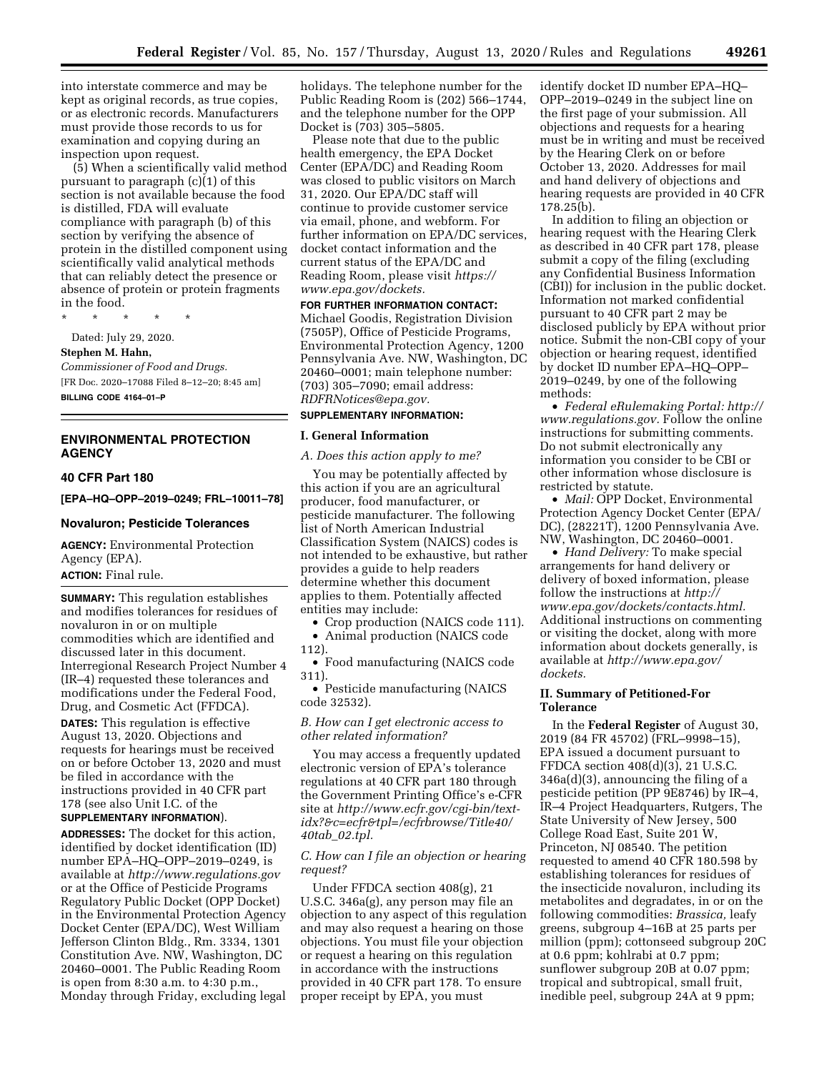into interstate commerce and may be kept as original records, as true copies, or as electronic records. Manufacturers must provide those records to us for examination and copying during an inspection upon request.

(5) When a scientifically valid method pursuant to paragraph (c)(1) of this section is not available because the food is distilled, FDA will evaluate compliance with paragraph (b) of this section by verifying the absence of protein in the distilled component using scientifically valid analytical methods that can reliably detect the presence or absence of protein or protein fragments in the food.

\* \* \* \* \*

Dated: July 29, 2020.

**Stephen M. Hahn,**

*Commissioner of Food and Drugs.*

[FR Doc. 2020–17088 Filed 8–12–20; 8:45 am]

**BILLING CODE 4164–01–P**

---

## ENVIRONMENTAL PROTECTION AGENCY

### 40 CFR Part 180

**[EPA–HQ–OPP–2019–0249; FRL–10011–78]**

### Novaluron; Pesticide Tolerances

**AGENCY:** Environmental Protection Agency (EPA).

**ACTION:** Final rule.

**SUMMARY:** This regulation establishes and modifies tolerances for residues of novaluron in or on multiple commodities which are identified and discussed later in this document. Interregional Research Project Number 4 (IR–4) requested these tolerances and modifications under the Federal Food, Drug, and Cosmetic Act (FFDCA).

**DATES:** This regulation is effective August 13, 2020. Objections and requests for hearings must be received on or before October 13, 2020 and must be filed in accordance with the instructions provided in 40 CFR part 178 (see also Unit I.C. of the **SUPPLEMENTARY INFORMATION**).

**ADDRESSES:** The docket for this action, identified by docket identification (ID) number EPA–HQ–OPP–2019–0249, is available at *http://www.regulations.gov* or at the Office of Pesticide Programs Regulatory Public Docket (OPP Docket) in the Environmental Protection Agency Docket Center (EPA/DC), West William Jefferson Clinton Bldg., Rm. 3334, 1301 Constitution Ave. NW, Washington, DC 20460–0001. The Public Reading Room is open from 8:30 a.m. to 4:30 p.m., Monday through Friday, excluding legal holidays. The telephone number for the Public Reading Room is (202) 566–1744, and the telephone number for the OPP Docket is (703) 305–5805.

Please note that due to the public health emergency, the EPA Docket Center (EPA/DC) and Reading Room was closed to public visitors on March 31, 2020. Our EPA/DC staff will continue to provide customer service via email, phone, and webform. For further information on EPA/DC services, docket contact information and the current status of the EPA/DC and Reading Room, please visit *https://www.epa.gov/dockets.*

**FOR FURTHER INFORMATION CONTACT:** Michael Goodis, Registration Division (7505P), Office of Pesticide Programs, Environmental Protection Agency, 1200 Pennsylvania Ave. NW, Washington, DC 20460–0001; main telephone number: (703) 305–7090; email address: *RDFRNotices@epa.gov.*

**SUPPLEMENTARY INFORMATION:**

#### I. General Information

*A. Does this action apply to me?*

You may be potentially affected by this action if you are an agricultural producer, food manufacturer, or pesticide manufacturer. The following list of North American Industrial Classification System (NAICS) codes is not intended to be exhaustive, but rather provides a guide to help readers determine whether this document applies to them. Potentially affected entities may include:

- Crop production (NAICS code 111).
- Animal production (NAICS code 112).
- Food manufacturing (NAICS code 311).
- Pesticide manufacturing (NAICS code 32532).

*B. How can I get electronic access to other related information?*

You may access a frequently updated electronic version of EPA's tolerance regulations at 40 CFR part 180 through the Government Printing Office's e-CFR site at *http://www.ecfr.gov/cgi-bin/text-idx?&c=ecfr&tpl=/ecfrbrowse/Title40/40tab_02.tpl.*

*C. How can I file an objection or hearing request?*

Under FFDCA section 408(g), 21 U.S.C. 346a(g), any person may file an objection to any aspect of this regulation and may also request a hearing on those objections. You must file your objection or request a hearing on this regulation in accordance with the instructions provided in 40 CFR part 178. To ensure proper receipt by EPA, you must identify docket ID number EPA–HQ–OPP–2019–0249 in the subject line on the first page of your submission. All objections and requests for a hearing must be in writing and must be received by the Hearing Clerk on or before October 13, 2020. Addresses for mail and hand delivery of objections and hearing requests are provided in 40 CFR 178.25(b).

In addition to filing an objection or hearing request with the Hearing Clerk as described in 40 CFR part 178, please submit a copy of the filing (excluding any Confidential Business Information (CBI)) for inclusion in the public docket. Information not marked confidential pursuant to 40 CFR part 2 may be disclosed publicly by EPA without prior notice. Submit the non-CBI copy of your objection or hearing request, identified by docket ID number EPA–HQ–OPP–2019–0249, by one of the following methods:

- *Federal eRulemaking Portal: http://www.regulations.gov.* Follow the online instructions for submitting comments. Do not submit electronically any information you consider to be CBI or other information whose disclosure is restricted by statute.
- *Mail:* OPP Docket, Environmental Protection Agency Docket Center (EPA/DC), (28221T), 1200 Pennsylvania Ave. NW, Washington, DC 20460–0001.
- *Hand Delivery:* To make special arrangements for hand delivery or delivery of boxed information, please follow the instructions at *http://www.epa.gov/dockets/contacts.html.* Additional instructions on commenting or visiting the docket, along with more information about dockets generally, is available at *http://www.epa.gov/dockets.*

#### II. Summary of Petitioned-For Tolerance

In the **Federal Register** of August 30, 2019 (84 FR 45702) (FRL–9998–15), EPA issued a document pursuant to FFDCA section 408(d)(3), 21 U.S.C. 346a(d)(3), announcing the filing of a pesticide petition (PP 9E8746) by IR–4, IR–4 Project Headquarters, Rutgers, The State University of New Jersey, 500 College Road East, Suite 201 W, Princeton, NJ 08540. The petition requested to amend 40 CFR 180.598 by establishing tolerances for residues of the insecticide novaluron, including its metabolites and degradates, in or on the following commodities: *Brassica,* leafy greens, subgroup 4–16B at 25 parts per million (ppm); cottonseed subgroup 20C at 0.6 ppm; kohlrabi at 0.7 ppm; sunflower subgroup 20B at 0.07 ppm; tropical and subtropical, small fruit, inedible peel, subgroup 24A at 9 ppm;